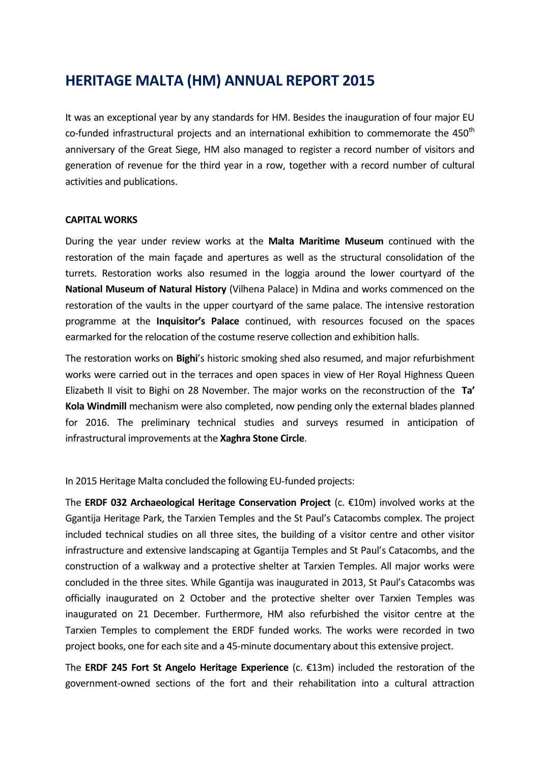# HERITAGE MALTA (HM) ANNUAL REPORT 2015

It was an exceptional year by any standards for HM. Besides the inauguration of four major EU co-funded infrastructural projects and an international exhibition to commemorate the 450th anniversary of the Great Siege, HM also managed to register a record number of visitors and generation of revenue for the third year in a row, together with a record number of cultural activities and publications.

## CAPITAL WORKS

During the year under review works at the **Malta Maritime Museum** continued with the restoration of the main façade and apertures as well as the structural consolidation of the turrets. Restoration works also resumed in the loggia around the lower courtyard of the **National Museum of Natural History** (Vilhena Palace) in Mdina and works commenced on the restoration of the vaults in the upper courtyard of the same palace. The intensive restoration programme at the **Inquisitor's Palace** continued, with resources focused on the spaces earmarked for the relocation of the costume reserve collection and exhibition halls.

The restoration works on **Bighi**'s historic smoking shed also resumed, and major refurbishment works were carried out in the terraces and open spaces in view of Her Royal Highness Queen Elizabeth II visit to Bighi on 28 November. The major works on the reconstruction of the **Ta' Kola Windmill** mechanism were also completed, now pending only the external blades planned for 2016. The preliminary technical studies and surveys resumed in anticipation of infrastructural improvements at the **Xaghra Stone Circle**.

In 2015 Heritage Malta concluded the following EU-funded projects:

The **ERDF 032 Archaeological Heritage Conservation Project** (c. €10m) involved works at the Ggantija Heritage Park, the Tarxien Temples and the St Paul's Catacombs complex. The project included technical studies on all three sites, the building of a visitor centre and other visitor infrastructure and extensive landscaping at Ggantija Temples and St Paul's Catacombs, and the construction of a walkway and a protective shelter at Tarxien Temples. All major works were concluded in the three sites. While Ggantija was inaugurated in 2013, St Paul's Catacombs was officially inaugurated on 2 October and the protective shelter over Tarxien Temples was inaugurated on 21 December. Furthermore, HM also refurbished the visitor centre at the Tarxien Temples to complement the ERDF funded works. The works were recorded in two project books, one for each site and a 45-minute documentary about this extensive project.

The **ERDF 245 Fort St Angelo Heritage Experience** (c. €13m) included the restoration of the government-owned sections of the fort and their rehabilitation into a cultural attraction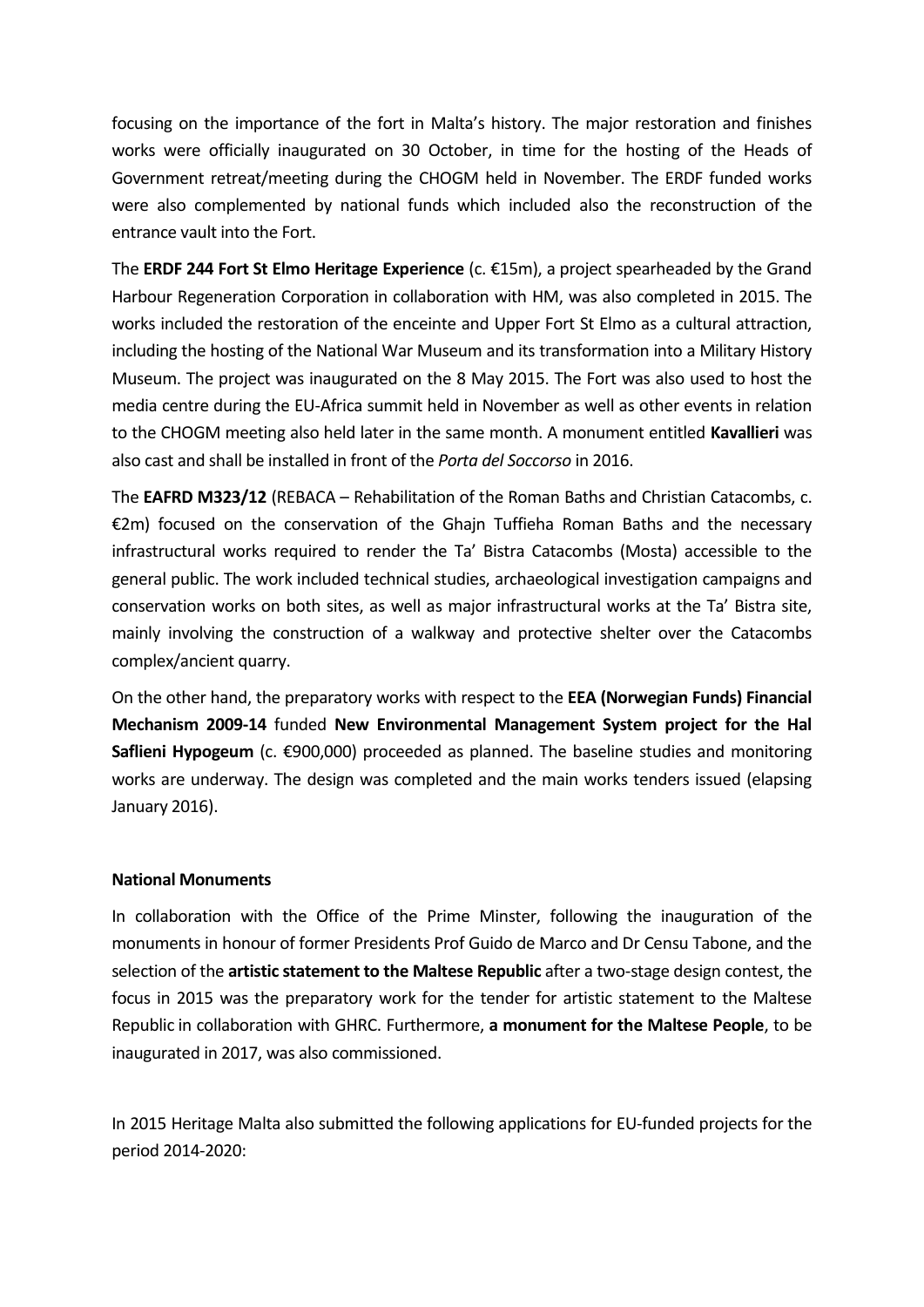focusing on the importance of the fort in Malta's history. The major restoration and finishes works were officially inaugurated on 30 October, in time for the hosting of the Heads of Government retreat/meeting during the CHOGM held in November. The ERDF funded works were also complemented by national funds which included also the reconstruction of the entrance vault into the Fort.

The **ERDF 244 Fort St Elmo Heritage Experience** (c. €15m), a project spearheaded by the Grand Harbour Regeneration Corporation in collaboration with HM, was also completed in 2015. The works included the restoration of the enceinte and Upper Fort St Elmo as a cultural attraction, including the hosting of the National War Museum and its transformation into a Military History Museum. The project was inaugurated on the 8 May 2015. The Fort was also used to host the media centre during the EU-Africa summit held in November as well as other events in relation to the CHOGM meeting also held later in the same month. A monument entitled **Kavallieri** was also cast and shall be installed in front of the *Porta del Soccorso* in 2016.

The **EAFRD M323/12** (REBACA – Rehabilitation of the Roman Baths and Christian Catacombs, c. €2m) focused on the conservation of the Ghajn Tuffieha Roman Baths and the necessary infrastructural works required to render the Ta' Bistra Catacombs (Mosta) accessible to the general public. The work included technical studies, archaeological investigation campaigns and conservation works on both sites, as well as major infrastructural works at the Ta' Bistra site, mainly involving the construction of a walkway and protective shelter over the Catacombs complex/ancient quarry.

On the other hand, the preparatory works with respect to the **EEA (Norwegian Funds) Financial Mechanism 2009-14** funded **New Environmental Management System project for the Hal Saflieni Hypogeum** (c. €900,000) proceeded as planned. The baseline studies and monitoring works are underway. The design was completed and the main works tenders issued (elapsing January 2016).

**National Monuments**

In collaboration with the Office of the Prime Minster, following the inauguration of the monuments in honour of former Presidents Prof Guido de Marco and Dr Censu Tabone, and the selection of the **artistic statement to the Maltese Republic** after a two-stage design contest, the focus in 2015 was the preparatory work for the tender for artistic statement to the Maltese Republic in collaboration with GHRC. Furthermore, **a monument for the Maltese People**, to be inaugurated in 2017, was also commissioned.

In 2015 Heritage Malta also submitted the following applications for EU-funded projects for the period 2014-2020: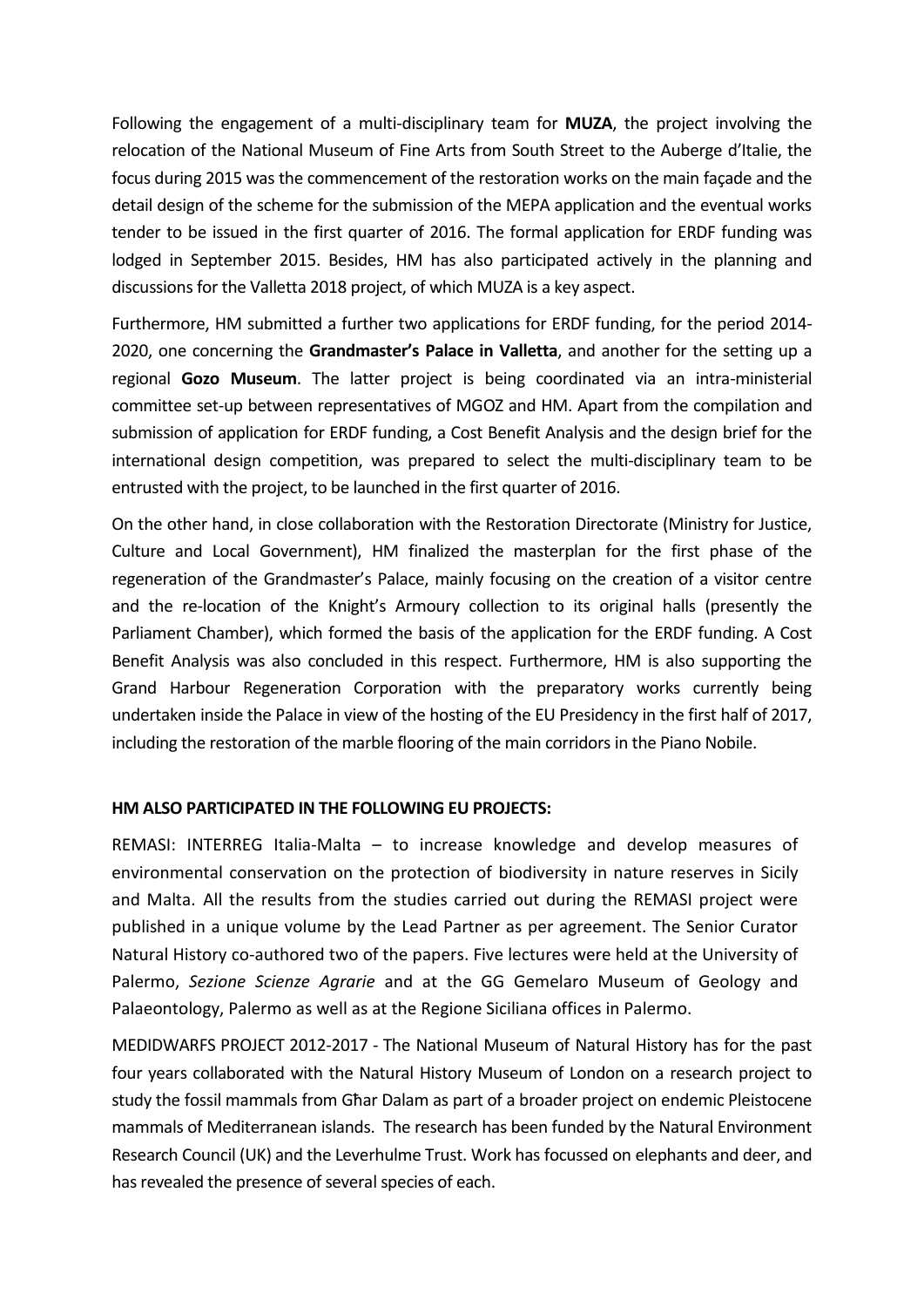Following the engagement of a multi-disciplinary team for **MUZA**, the project involving the relocation of the National Museum of Fine Arts from South Street to the Auberge d'Italie, the focus during 2015 was the commencement of the restoration works on the main façade and the detail design of the scheme for the submission of the MEPA application and the eventual works tender to be issued in the first quarter of 2016. The formal application for ERDF funding was lodged in September 2015. Besides, HM has also participated actively in the planning and discussions for the Valletta 2018 project, of which MUZA is a key aspect.

Furthermore, HM submitted a further two applications for ERDF funding, for the period 2014-2020, one concerning the **Grandmaster's Palace in Valletta**, and another for the setting up a regional **Gozo Museum**. The latter project is being coordinated via an intra-ministerial committee set-up between representatives of MGOZ and HM. Apart from the compilation and submission of application for ERDF funding, a Cost Benefit Analysis and the design brief for the international design competition, was prepared to select the multi-disciplinary team to be entrusted with the project, to be launched in the first quarter of 2016.

On the other hand, in close collaboration with the Restoration Directorate (Ministry for Justice, Culture and Local Government), HM finalized the masterplan for the first phase of the regeneration of the Grandmaster's Palace, mainly focusing on the creation of a visitor centre and the re-location of the Knight's Armoury collection to its original halls (presently the Parliament Chamber), which formed the basis of the application for the ERDF funding. A Cost Benefit Analysis was also concluded in this respect. Furthermore, HM is also supporting the Grand Harbour Regeneration Corporation with the preparatory works currently being undertaken inside the Palace in view of the hosting of the EU Presidency in the first half of 2017, including the restoration of the marble flooring of the main corridors in the Piano Nobile.

**HM ALSO PARTICIPATED IN THE FOLLOWING EU PROJECTS:**

REMASI: INTERREG Italia-Malta – to increase knowledge and develop measures of environmental conservation on the protection of biodiversity in nature reserves in Sicily and Malta. All the results from the studies carried out during the REMASI project were published in a unique volume by the Lead Partner as per agreement. The Senior Curator Natural History co-authored two of the papers. Five lectures were held at the University of Palermo, *Sezione Scienze Agrarie* and at the GG Gemelaro Museum of Geology and Palaeontology, Palermo as well as at the Regione Siciliana offices in Palermo.

MEDIDWARFS PROJECT 2012-2017 - The National Museum of Natural History has for the past four years collaborated with the Natural History Museum of London on a research project to study the fossil mammals from Għar Dalam as part of a broader project on endemic Pleistocene mammals of Mediterranean islands. The research has been funded by the Natural Environment Research Council (UK) and the Leverhulme Trust. Work has focussed on elephants and deer, and has revealed the presence of several species of each.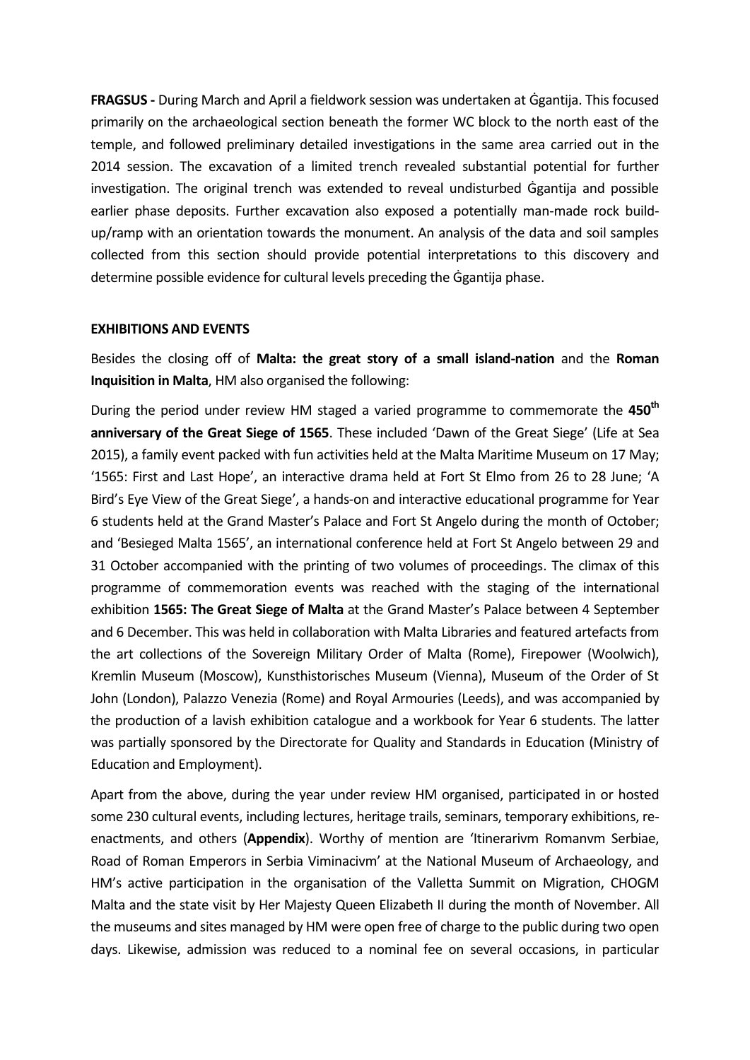**FRAGSUS -** During March and April a fieldwork session was undertaken at Ġgantija. This focused primarily on the archaeological section beneath the former WC block to the north east of the temple, and followed preliminary detailed investigations in the same area carried out in the 2014 session. The excavation of a limited trench revealed substantial potential for further investigation. The original trench was extended to reveal undisturbed Ġgantija and possible earlier phase deposits. Further excavation also exposed a potentially man-made rock build-up/ramp with an orientation towards the monument. An analysis of the data and soil samples collected from this section should provide potential interpretations to this discovery and determine possible evidence for cultural levels preceding the Ġgantija phase.

**EXHIBITIONS AND EVENTS**

Besides the closing off of **Malta: the great story of a small island-nation** and the **Roman Inquisition in Malta**, HM also organised the following:

During the period under review HM staged a varied programme to commemorate the **450th anniversary of the Great Siege of 1565**. These included 'Dawn of the Great Siege' (Life at Sea 2015), a family event packed with fun activities held at the Malta Maritime Museum on 17 May; '1565: First and Last Hope', an interactive drama held at Fort St Elmo from 26 to 28 June; 'A Bird's Eye View of the Great Siege', a hands-on and interactive educational programme for Year 6 students held at the Grand Master's Palace and Fort St Angelo during the month of October; and 'Besieged Malta 1565', an international conference held at Fort St Angelo between 29 and 31 October accompanied with the printing of two volumes of proceedings. The climax of this programme of commemoration events was reached with the staging of the international exhibition **1565: The Great Siege of Malta** at the Grand Master's Palace between 4 September and 6 December. This was held in collaboration with Malta Libraries and featured artefacts from the art collections of the Sovereign Military Order of Malta (Rome), Firepower (Woolwich), Kremlin Museum (Moscow), Kunsthistorisches Museum (Vienna), Museum of the Order of St John (London), Palazzo Venezia (Rome) and Royal Armouries (Leeds), and was accompanied by the production of a lavish exhibition catalogue and a workbook for Year 6 students. The latter was partially sponsored by the Directorate for Quality and Standards in Education (Ministry of Education and Employment).

Apart from the above, during the year under review HM organised, participated in or hosted some 230 cultural events, including lectures, heritage trails, seminars, temporary exhibitions, re-enactments, and others (**Appendix**). Worthy of mention are 'Itinerarivm Romanvm Serbiae, Road of Roman Emperors in Serbia Viminacivm' at the National Museum of Archaeology, and HM's active participation in the organisation of the Valletta Summit on Migration, CHOGM Malta and the state visit by Her Majesty Queen Elizabeth II during the month of November. All the museums and sites managed by HM were open free of charge to the public during two open days. Likewise, admission was reduced to a nominal fee on several occasions, in particular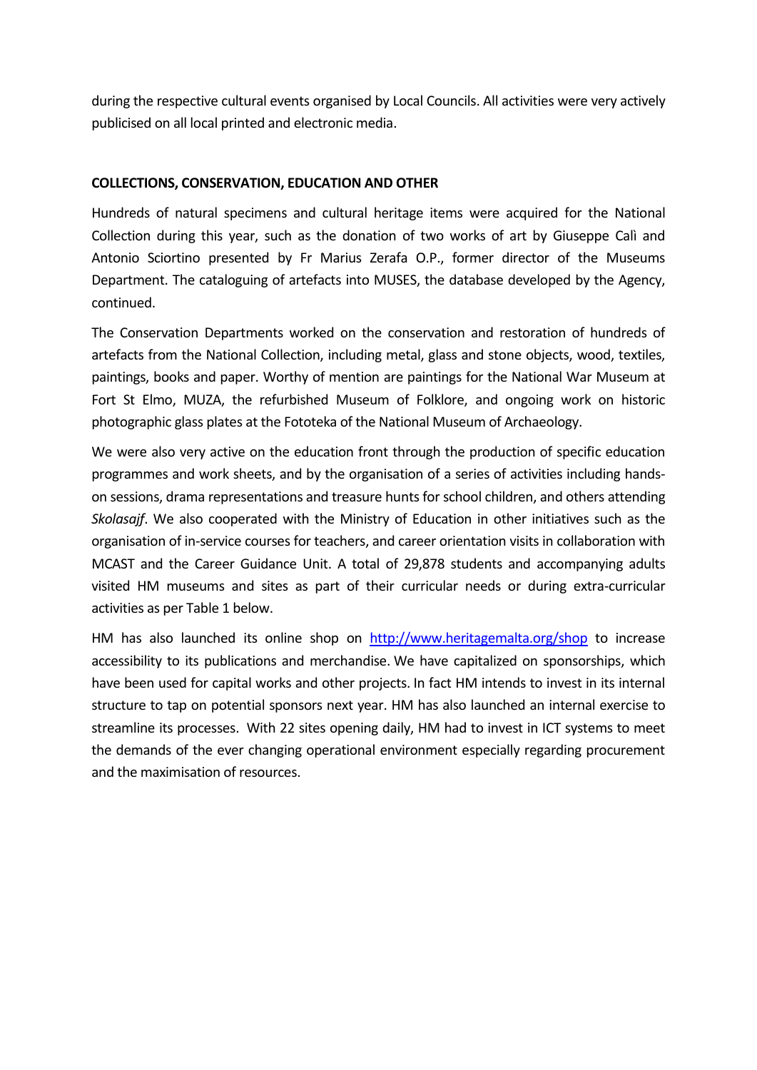during the respective cultural events organised by Local Councils. All activities were very actively publicised on all local printed and electronic media.

## COLLECTIONS, CONSERVATION, EDUCATION AND OTHER

Hundreds of natural specimens and cultural heritage items were acquired for the National Collection during this year, such as the donation of two works of art by Giuseppe Calì and Antonio Sciortino presented by Fr Marius Zerafa O.P., former director of the Museums Department. The cataloguing of artefacts into MUSES, the database developed by the Agency, continued.

The Conservation Departments worked on the conservation and restoration of hundreds of artefacts from the National Collection, including metal, glass and stone objects, wood, textiles, paintings, books and paper. Worthy of mention are paintings for the National War Museum at Fort St Elmo, MUZA, the refurbished Museum of Folklore, and ongoing work on historic photographic glass plates at the Fototeka of the National Museum of Archaeology.

We were also very active on the education front through the production of specific education programmes and work sheets, and by the organisation of a series of activities including hands-on sessions, drama representations and treasure hunts for school children, and others attending *Skolasajf*. We also cooperated with the Ministry of Education in other initiatives such as the organisation of in-service courses for teachers, and career orientation visits in collaboration with MCAST and the Career Guidance Unit. A total of 29,878 students and accompanying adults visited HM museums and sites as part of their curricular needs or during extra-curricular activities as per Table 1 below.

HM has also launched its online shop on [http://www.heritagemalta.org/shop](http://www.heritagemalta.org/shop) to increase accessibility to its publications and merchandise. We have capitalized on sponsorships, which have been used for capital works and other projects. In fact HM intends to invest in its internal structure to tap on potential sponsors next year. HM has also launched an internal exercise to streamline its processes. With 22 sites opening daily, HM had to invest in ICT systems to meet the demands of the ever changing operational environment especially regarding procurement and the maximisation of resources.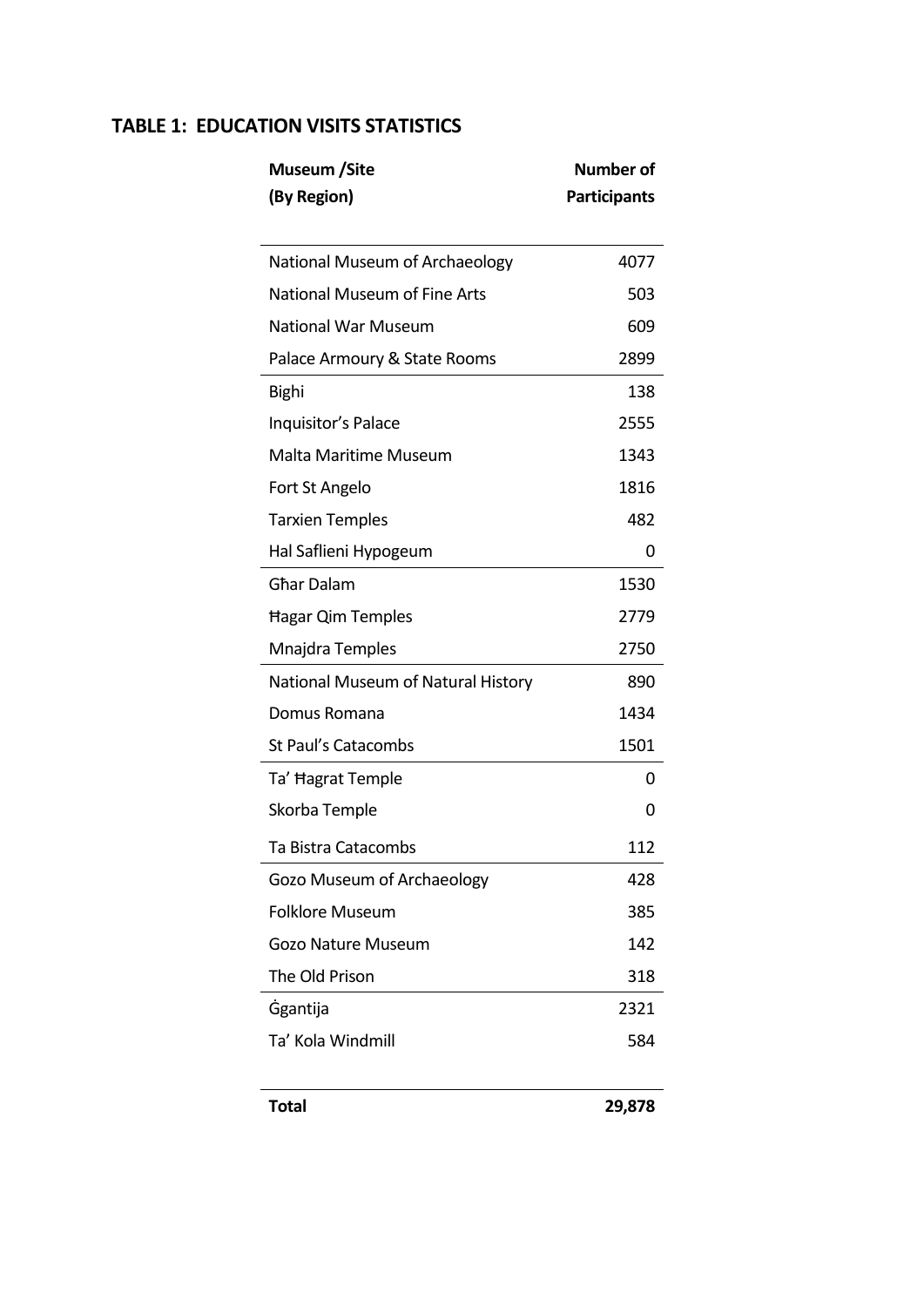**TABLE 1: EDUCATION VISITS STATISTICS**

| Museum /Site (By Region) | Number of Participants |
|---|---|
| National Museum of Archaeology | 4077 |
| National Museum of Fine Arts | 503 |
| National War Museum | 609 |
| Palace Armoury & State Rooms | 2899 |
| Bighi | 138 |
| Inquisitor's Palace | 2555 |
| Malta Maritime Museum | 1343 |
| Fort St Angelo | 1816 |
| Tarxien Temples | 482 |
| Hal Saflieni Hypogeum | 0 |
| Għar Dalam | 1530 |
| Ħagar Qim Temples | 2779 |
| Mnajdra Temples | 2750 |
| National Museum of Natural History | 890 |
| Domus Romana | 1434 |
| St Paul's Catacombs | 1501 |
| Ta' Ħagrat Temple | 0 |
| Skorba Temple | 0 |
| Ta Bistra Catacombs | 112 |
| Gozo Museum of Archaeology | 428 |
| Folklore Museum | 385 |
| Gozo Nature Museum | 142 |
| The Old Prison | 318 |
| Ġgantija | 2321 |
| Ta' Kola Windmill | 584 |
| **Total** | **29,878** |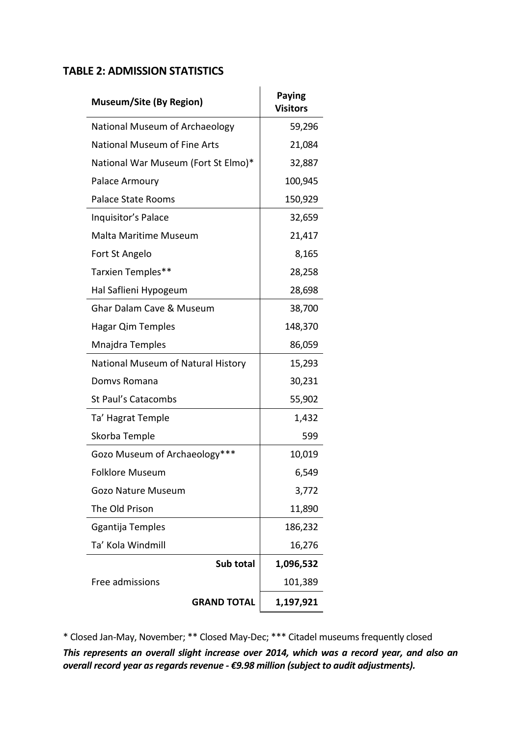## TABLE 2: ADMISSION STATISTICS

| Museum/Site (By Region) | Paying Visitors |
|---|---|
| National Museum of Archaeology | 59,296 |
| National Museum of Fine Arts | 21,084 |
| National War Museum (Fort St Elmo)* | 32,887 |
| Palace Armoury | 100,945 |
| Palace State Rooms | 150,929 |
| Inquisitor's Palace | 32,659 |
| Malta Maritime Museum | 21,417 |
| Fort St Angelo | 8,165 |
| Tarxien Temples** | 28,258 |
| Hal Saflieni Hypogeum | 28,698 |
| Ghar Dalam Cave & Museum | 38,700 |
| Hagar Qim Temples | 148,370 |
| Mnajdra Temples | 86,059 |
| National Museum of Natural History | 15,293 |
| Domvs Romana | 30,231 |
| St Paul's Catacombs | 55,902 |
| Ta' Hagrat Temple | 1,432 |
| Skorba Temple | 599 |
| Gozo Museum of Archaeology*** | 10,019 |
| Folklore Museum | 6,549 |
| Gozo Nature Museum | 3,772 |
| The Old Prison | 11,890 |
| Ggantija Temples | 186,232 |
| Ta' Kola Windmill | 16,276 |
| **Sub total** | **1,096,532** |
| Free admissions | 101,389 |
| **GRAND TOTAL** | **1,197,921** |

* Closed Jan-May, November; ** Closed May-Dec; *** Citadel museums frequently closed

***This represents an overall slight increase over 2014, which was a record year, and also an overall record year as regards revenue - €9.98 million (subject to audit adjustments).***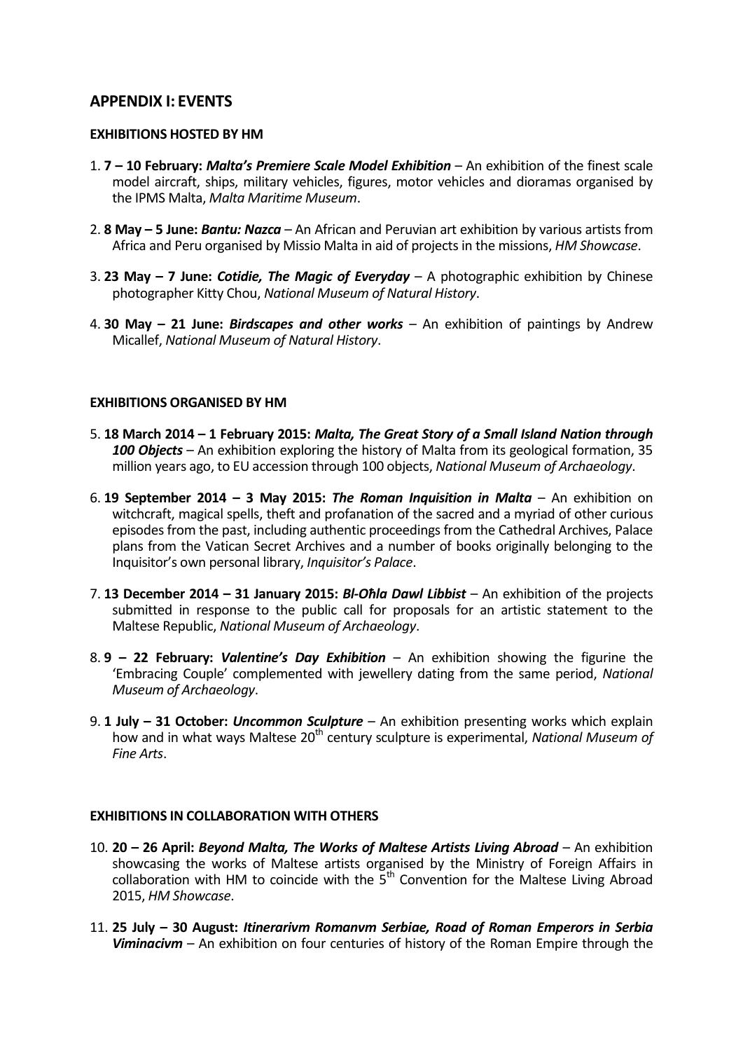## APPENDIX I: EVENTS

### EXHIBITIONS HOSTED BY HM

1. **7 – 10 February:** ***Malta's Premiere Scale Model Exhibition*** – An exhibition of the finest scale model aircraft, ships, military vehicles, figures, motor vehicles and dioramas organised by the IPMS Malta, *Malta Maritime Museum*.

2. **8 May – 5 June:** ***Bantu: Nazca*** – An African and Peruvian art exhibition by various artists from Africa and Peru organised by Missio Malta in aid of projects in the missions, *HM Showcase*.

3. **23 May – 7 June:** ***Cotidie, The Magic of Everyday*** – A photographic exhibition by Chinese photographer Kitty Chou, *National Museum of Natural History*.

4. **30 May – 21 June:** ***Birdscapes and other works*** – An exhibition of paintings by Andrew Micallef, *National Museum of Natural History*.

### EXHIBITIONS ORGANISED BY HM

5. **18 March 2014 – 1 February 2015:** ***Malta, The Great Story of a Small Island Nation through 100 Objects*** – An exhibition exploring the history of Malta from its geological formation, 35 million years ago, to EU accession through 100 objects, *National Museum of Archaeology*.

6. **19 September 2014 – 3 May 2015:** ***The Roman Inquisition in Malta*** – An exhibition on witchcraft, magical spells, theft and profanation of the sacred and a myriad of other curious episodes from the past, including authentic proceedings from the Cathedral Archives, Palace plans from the Vatican Secret Archives and a number of books originally belonging to the Inquisitor's own personal library, *Inquisitor's Palace*.

7. **13 December 2014 – 31 January 2015:** ***Bl-Oħla Dawl Libbist*** – An exhibition of the projects submitted in response to the public call for proposals for an artistic statement to the Maltese Republic, *National Museum of Archaeology*.

8. **9 – 22 February:** ***Valentine's Day Exhibition*** – An exhibition showing the figurine the 'Embracing Couple' complemented with jewellery dating from the same period, *National Museum of Archaeology*.

9. **1 July – 31 October:** ***Uncommon Sculpture*** – An exhibition presenting works which explain how and in what ways Maltese 20th century sculpture is experimental, *National Museum of Fine Arts*.

### EXHIBITIONS IN COLLABORATION WITH OTHERS

10. **20 – 26 April:** ***Beyond Malta, The Works of Maltese Artists Living Abroad*** – An exhibition showcasing the works of Maltese artists organised by the Ministry of Foreign Affairs in collaboration with HM to coincide with the 5th Convention for the Maltese Living Abroad 2015, *HM Showcase*.

11. **25 July – 30 August:** ***Itinerarivm Romanvm Serbiae, Road of Roman Emperors in Serbia Viminacivm*** – An exhibition on four centuries of history of the Roman Empire through the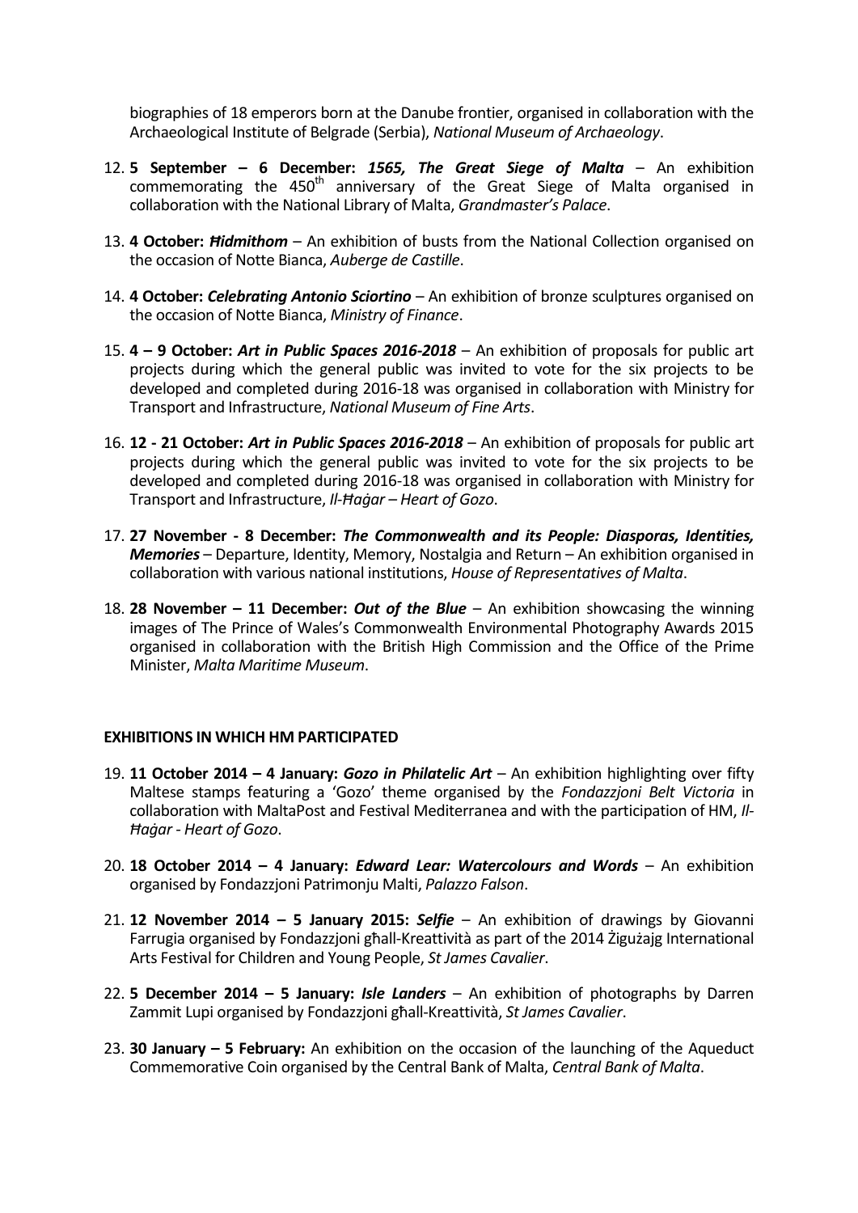biographies of 18 emperors born at the Danube frontier, organised in collaboration with the Archaeological Institute of Belgrade (Serbia), *National Museum of Archaeology*.

12. **5 September – 6 December:** ***1565, The Great Siege of Malta*** – An exhibition commemorating the 450th anniversary of the Great Siege of Malta organised in collaboration with the National Library of Malta, *Grandmaster's Palace*.

13. **4 October:** ***Ħidmithom*** – An exhibition of busts from the National Collection organised on the occasion of Notte Bianca, *Auberge de Castille*.

14. **4 October:** ***Celebrating Antonio Sciortino*** – An exhibition of bronze sculptures organised on the occasion of Notte Bianca, *Ministry of Finance*.

15. **4 – 9 October:** ***Art in Public Spaces 2016-2018*** – An exhibition of proposals for public art projects during which the general public was invited to vote for the six projects to be developed and completed during 2016-18 was organised in collaboration with Ministry for Transport and Infrastructure, *National Museum of Fine Arts*.

16. **12 - 21 October:** ***Art in Public Spaces 2016-2018*** – An exhibition of proposals for public art projects during which the general public was invited to vote for the six projects to be developed and completed during 2016-18 was organised in collaboration with Ministry for Transport and Infrastructure, *Il-Ħaġar – Heart of Gozo*.

17. **27 November - 8 December:** ***The Commonwealth and its People: Diasporas, Identities, Memories*** – Departure, Identity, Memory, Nostalgia and Return – An exhibition organised in collaboration with various national institutions, *House of Representatives of Malta*.

18. **28 November – 11 December:** ***Out of the Blue*** – An exhibition showcasing the winning images of The Prince of Wales's Commonwealth Environmental Photography Awards 2015 organised in collaboration with the British High Commission and the Office of the Prime Minister, *Malta Maritime Museum*.

**EXHIBITIONS IN WHICH HM PARTICIPATED**

19. **11 October 2014 – 4 January:** ***Gozo in Philatelic Art*** – An exhibition highlighting over fifty Maltese stamps featuring a 'Gozo' theme organised by the *Fondazzjoni Belt Victoria* in collaboration with MaltaPost and Festival Mediterranea and with the participation of HM, *Il-Ħaġar - Heart of Gozo*.

20. **18 October 2014 – 4 January:** ***Edward Lear: Watercolours and Words*** – An exhibition organised by Fondazzjoni Patrimonju Malti, *Palazzo Falson*.

21. **12 November 2014 – 5 January 2015:** ***Selfie*** – An exhibition of drawings by Giovanni Farrugia organised by Fondazzjoni għall-Kreattività as part of the 2014 Żigużajg International Arts Festival for Children and Young People, *St James Cavalier*.

22. **5 December 2014 – 5 January:** ***Isle Landers*** – An exhibition of photographs by Darren Zammit Lupi organised by Fondazzjoni għall-Kreattività, *St James Cavalier*.

23. **30 January – 5 February:** An exhibition on the occasion of the launching of the Aqueduct Commemorative Coin organised by the Central Bank of Malta, *Central Bank of Malta*.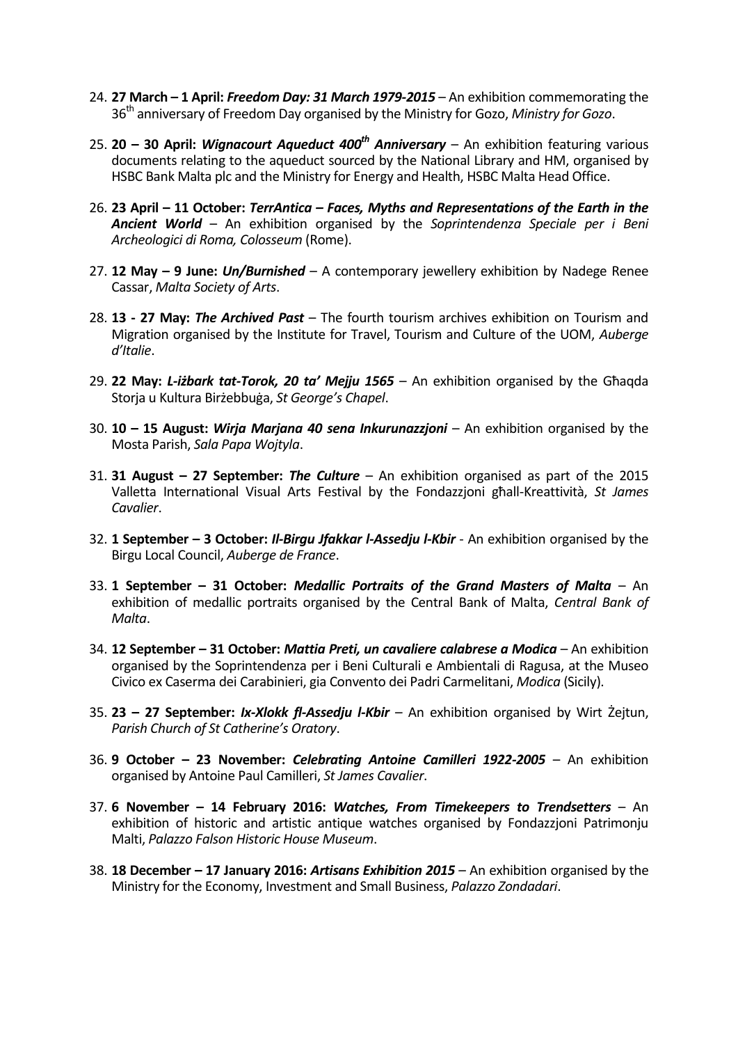24. **27 March – 1 April:** ***Freedom Day: 31 March 1979-2015*** – An exhibition commemorating the 36th anniversary of Freedom Day organised by the Ministry for Gozo, *Ministry for Gozo*.

25. **20 – 30 April:** ***Wignacourt Aqueduct 400th Anniversary*** – An exhibition featuring various documents relating to the aqueduct sourced by the National Library and HM, organised by HSBC Bank Malta plc and the Ministry for Energy and Health, HSBC Malta Head Office.

26. **23 April – 11 October:** ***TerrAntica – Faces, Myths and Representations of the Earth in the Ancient World*** – An exhibition organised by the *Soprintendenza Speciale per i Beni Archeologici di Roma, Colosseum* (Rome).

27. **12 May – 9 June:** ***Un/Burnished*** – A contemporary jewellery exhibition by Nadege Renee Cassar, *Malta Society of Arts*.

28. **13 - 27 May:** ***The Archived Past*** – The fourth tourism archives exhibition on Tourism and Migration organised by the Institute for Travel, Tourism and Culture of the UOM, *Auberge d'Italie*.

29. **22 May:** ***L-iżbark tat-Torok, 20 ta' Mejju 1565*** – An exhibition organised by the Għaqda Storja u Kultura Birżebbuġa, *St George's Chapel*.

30. **10 – 15 August:** ***Wirja Marjana 40 sena Inkurunazzjoni*** – An exhibition organised by the Mosta Parish, *Sala Papa Wojtyla*.

31. **31 August – 27 September:** ***The Culture*** – An exhibition organised as part of the 2015 Valletta International Visual Arts Festival by the Fondazzjoni għall-Kreattività, *St James Cavalier*.

32. **1 September – 3 October:** ***Il-Birgu Jfakkar l-Assedju l-Kbir*** - An exhibition organised by the Birgu Local Council, *Auberge de France*.

33. **1 September – 31 October:** ***Medallic Portraits of the Grand Masters of Malta*** – An exhibition of medallic portraits organised by the Central Bank of Malta, *Central Bank of Malta*.

34. **12 September – 31 October:** ***Mattia Preti, un cavaliere calabrese a Modica*** – An exhibition organised by the Soprintendenza per i Beni Culturali e Ambientali di Ragusa, at the Museo Civico ex Caserma dei Carabinieri, gia Convento dei Padri Carmelitani, *Modica* (Sicily).

35. **23 – 27 September:** ***Ix-Xlokk fl-Assedju l-Kbir*** – An exhibition organised by Wirt Żejtun, *Parish Church of St Catherine's Oratory*.

36. **9 October – 23 November:** ***Celebrating Antoine Camilleri 1922-2005*** – An exhibition organised by Antoine Paul Camilleri, *St James Cavalier*.

37. **6 November – 14 February 2016:** ***Watches, From Timekeepers to Trendsetters*** – An exhibition of historic and artistic antique watches organised by Fondazzjoni Patrimonju Malti, *Palazzo Falson Historic House Museum*.

38. **18 December – 17 January 2016:** ***Artisans Exhibition 2015*** – An exhibition organised by the Ministry for the Economy, Investment and Small Business, *Palazzo Zondadari*.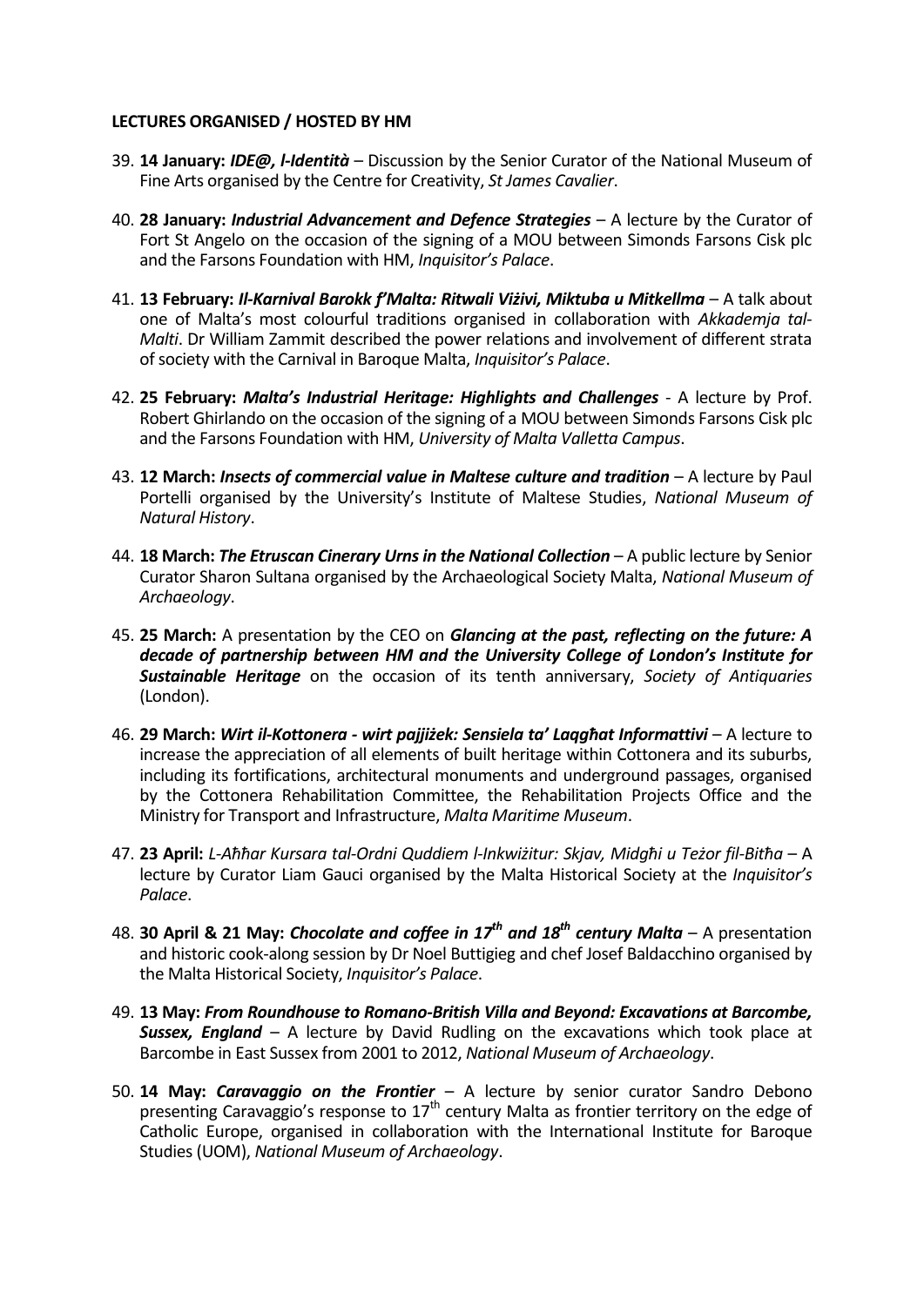**LECTURES ORGANISED / HOSTED BY HM**

39. **14 January:** ***IDE@, l-Identità*** – Discussion by the Senior Curator of the National Museum of Fine Arts organised by the Centre for Creativity, *St James Cavalier*.

40. **28 January:** ***Industrial Advancement and Defence Strategies*** – A lecture by the Curator of Fort St Angelo on the occasion of the signing of a MOU between Simonds Farsons Cisk plc and the Farsons Foundation with HM, *Inquisitor's Palace*.

41. **13 February:** ***Il-Karnival Barokk f'Malta: Ritwali Viżivi, Miktuba u Mitkellma*** – A talk about one of Malta's most colourful traditions organised in collaboration with *Akkademja tal-Malti*. Dr William Zammit described the power relations and involvement of different strata of society with the Carnival in Baroque Malta, *Inquisitor's Palace*.

42. **25 February:** ***Malta's Industrial Heritage: Highlights and Challenges*** - A lecture by Prof. Robert Ghirlando on the occasion of the signing of a MOU between Simonds Farsons Cisk plc and the Farsons Foundation with HM, *University of Malta Valletta Campus*.

43. **12 March:** ***Insects of commercial value in Maltese culture and tradition*** – A lecture by Paul Portelli organised by the University's Institute of Maltese Studies, *National Museum of Natural History*.

44. **18 March:** ***The Etruscan Cinerary Urns in the National Collection*** – A public lecture by Senior Curator Sharon Sultana organised by the Archaeological Society Malta, *National Museum of Archaeology*.

45. **25 March:** A presentation by the CEO on ***Glancing at the past, reflecting on the future: A decade of partnership between HM and the University College of London's Institute for Sustainable Heritage*** on the occasion of its tenth anniversary, *Society of Antiquaries* (London).

46. **29 March:** ***Wirt il-Kottonera - wirt pajjiżek: Sensiela ta' Laqgħat Informattivi*** – A lecture to increase the appreciation of all elements of built heritage within Cottonera and its suburbs, including its fortifications, architectural monuments and underground passages, organised by the Cottonera Rehabilitation Committee, the Rehabilitation Projects Office and the Ministry for Transport and Infrastructure, *Malta Maritime Museum*.

47. **23 April:** *L-Aħħar Kursara tal-Ordni Quddiem l-Inkwiżitur: Skjav, Midgħi u Teżor fil-Bitħa* – A lecture by Curator Liam Gauci organised by the Malta Historical Society at the *Inquisitor's Palace*.

48. **30 April & 21 May:** ***Chocolate and coffee in 17th and 18th century Malta*** – A presentation and historic cook-along session by Dr Noel Buttigieg and chef Josef Baldacchino organised by the Malta Historical Society, *Inquisitor's Palace*.

49. **13 May:** ***From Roundhouse to Romano-British Villa and Beyond: Excavations at Barcombe, Sussex, England*** – A lecture by David Rudling on the excavations which took place at Barcombe in East Sussex from 2001 to 2012, *National Museum of Archaeology*.

50. **14 May:** ***Caravaggio on the Frontier*** – A lecture by senior curator Sandro Debono presenting Caravaggio's response to 17th century Malta as frontier territory on the edge of Catholic Europe, organised in collaboration with the International Institute for Baroque Studies (UOM), *National Museum of Archaeology*.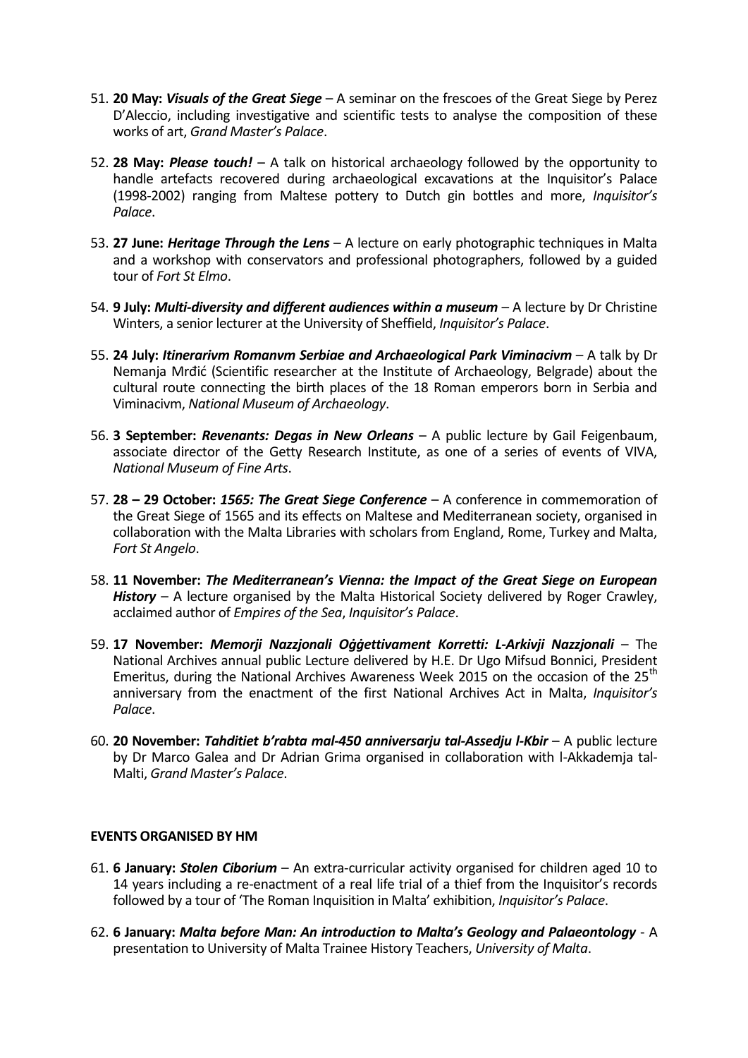51. **20 May:** ***Visuals of the Great Siege*** – A seminar on the frescoes of the Great Siege by Perez D'Aleccio, including investigative and scientific tests to analyse the composition of these works of art, *Grand Master's Palace*.

52. **28 May:** ***Please touch!*** – A talk on historical archaeology followed by the opportunity to handle artefacts recovered during archaeological excavations at the Inquisitor's Palace (1998-2002) ranging from Maltese pottery to Dutch gin bottles and more, *Inquisitor's Palace*.

53. **27 June:** ***Heritage Through the Lens*** – A lecture on early photographic techniques in Malta and a workshop with conservators and professional photographers, followed by a guided tour of *Fort St Elmo*.

54. **9 July:** ***Multi-diversity and different audiences within a museum*** – A lecture by Dr Christine Winters, a senior lecturer at the University of Sheffield, *Inquisitor's Palace*.

55. **24 July:** ***Itinerarivm Romanvm Serbiae and Archaeological Park Viminacivm*** – A talk by Dr Nemanja Mrđić (Scientific researcher at the Institute of Archaeology, Belgrade) about the cultural route connecting the birth places of the 18 Roman emperors born in Serbia and Viminacivm, *National Museum of Archaeology*.

56. **3 September:** ***Revenants: Degas in New Orleans*** – A public lecture by Gail Feigenbaum, associate director of the Getty Research Institute, as one of a series of events of VIVA, *National Museum of Fine Arts*.

57. **28 – 29 October:** ***1565: The Great Siege Conference*** – A conference in commemoration of the Great Siege of 1565 and its effects on Maltese and Mediterranean society, organised in collaboration with the Malta Libraries with scholars from England, Rome, Turkey and Malta, *Fort St Angelo*.

58. **11 November:** ***The Mediterranean's Vienna: the Impact of the Great Siege on European History*** – A lecture organised by the Malta Historical Society delivered by Roger Crawley, acclaimed author of *Empires of the Sea*, *Inquisitor's Palace*.

59. **17 November:** ***Memorji Nazzjonali Oġġettivament Korretti: L-Arkivji Nazzjonali*** – The National Archives annual public Lecture delivered by H.E. Dr Ugo Mifsud Bonnici, President Emeritus, during the National Archives Awareness Week 2015 on the occasion of the 25th anniversary from the enactment of the first National Archives Act in Malta, *Inquisitor's Palace*.

60. **20 November:** ***Tahditiet b'rabta mal-450 anniversarju tal-Assedju l-Kbir*** – A public lecture by Dr Marco Galea and Dr Adrian Grima organised in collaboration with l-Akkademja tal-Malti, *Grand Master's Palace*.

**EVENTS ORGANISED BY HM**

61. **6 January:** ***Stolen Ciborium*** – An extra-curricular activity organised for children aged 10 to 14 years including a re-enactment of a real life trial of a thief from the Inquisitor's records followed by a tour of 'The Roman Inquisition in Malta' exhibition, *Inquisitor's Palace*.

62. **6 January:** ***Malta before Man: An introduction to Malta's Geology and Palaeontology*** - A presentation to University of Malta Trainee History Teachers, *University of Malta*.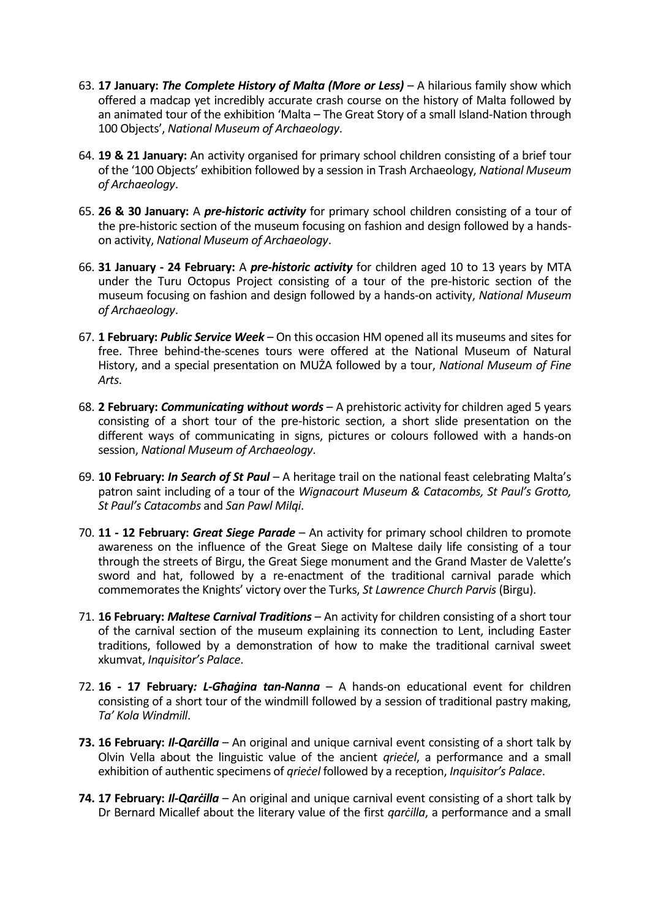63. **17 January:** ***The Complete History of Malta (More or Less)*** – A hilarious family show which offered a madcap yet incredibly accurate crash course on the history of Malta followed by an animated tour of the exhibition 'Malta – The Great Story of a small Island-Nation through 100 Objects', *National Museum of Archaeology*.

64. **19 & 21 January:** An activity organised for primary school children consisting of a brief tour of the '100 Objects' exhibition followed by a session in Trash Archaeology, *National Museum of Archaeology*.

65. **26 & 30 January:** A ***pre-historic activity*** for primary school children consisting of a tour of the pre-historic section of the museum focusing on fashion and design followed by a hands-on activity, *National Museum of Archaeology*.

66. **31 January - 24 February:** A ***pre-historic activity*** for children aged 10 to 13 years by MTA under the Turu Octopus Project consisting of a tour of the pre-historic section of the museum focusing on fashion and design followed by a hands-on activity, *National Museum of Archaeology*.

67. **1 February:** ***Public Service Week*** – On this occasion HM opened all its museums and sites for free. Three behind-the-scenes tours were offered at the National Museum of Natural History, and a special presentation on MUŻA followed by a tour, *National Museum of Fine Arts*.

68. **2 February:** ***Communicating without words*** – A prehistoric activity for children aged 5 years consisting of a short tour of the pre-historic section, a short slide presentation on the different ways of communicating in signs, pictures or colours followed with a hands-on session, *National Museum of Archaeology*.

69. **10 February:** ***In Search of St Paul*** – A heritage trail on the national feast celebrating Malta's patron saint including of a tour of the *Wignacourt Museum & Catacombs, St Paul's Grotto, St Paul's Catacombs* and *San Pawl Milqi*.

70. **11 - 12 February:** ***Great Siege Parade*** – An activity for primary school children to promote awareness on the influence of the Great Siege on Maltese daily life consisting of a tour through the streets of Birgu, the Great Siege monument and the Grand Master de Valette's sword and hat, followed by a re-enactment of the traditional carnival parade which commemorates the Knights' victory over the Turks, *St Lawrence Church Parvis* (Birgu).

71. **16 February:** ***Maltese Carnival Traditions*** – An activity for children consisting of a short tour of the carnival section of the museum explaining its connection to Lent, including Easter traditions, followed by a demonstration of how to make the traditional carnival sweet xkumvat, *Inquisitor's Palace*.

72. **16 - 17 February*:*** ***L-Għaġina tan-Nanna*** – A hands-on educational event for children consisting of a short tour of the windmill followed by a session of traditional pastry making, *Ta' Kola Windmill*.

73. **16 February:** ***Il-Qarċilla*** – An original and unique carnival event consisting of a short talk by Olvin Vella about the linguistic value of the ancient *qrieċel*, a performance and a small exhibition of authentic specimens of *qrieċel* followed by a reception, *Inquisitor's Palace*.

74. **17 February:** ***Il-Qarċilla*** – An original and unique carnival event consisting of a short talk by Dr Bernard Micallef about the literary value of the first *qarċilla*, a performance and a small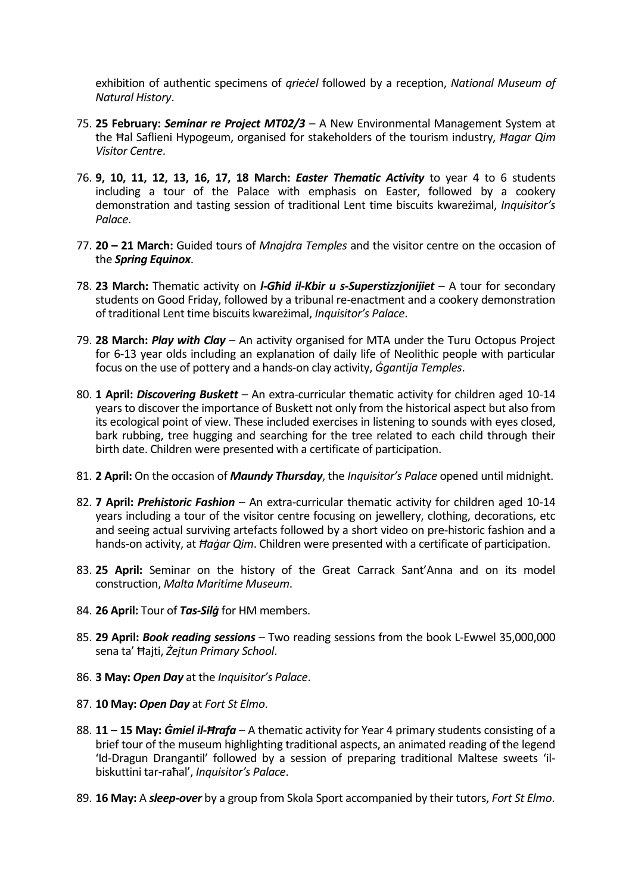exhibition of authentic specimens of *qrieċel* followed by a reception, *National Museum of Natural History*.

75. **25 February:** ***Seminar re Project MT02/3*** – A New Environmental Management System at the Ħal Saflieni Hypogeum, organised for stakeholders of the tourism industry, *Ħagar Qim Visitor Centre*.

76. **9, 10, 11, 12, 13, 16, 17, 18 March:** ***Easter Thematic Activity*** to year 4 to 6 students including a tour of the Palace with emphasis on Easter, followed by a cookery demonstration and tasting session of traditional Lent time biscuits kwareżimal, *Inquisitor's Palace*.

77. **20 – 21 March:** Guided tours of *Mnajdra Temples* and the visitor centre on the occasion of the ***Spring Equinox***.

78. **23 March:** Thematic activity on ***l-Għid il-Kbir u s-Superstizzjonijiet*** – A tour for secondary students on Good Friday, followed by a tribunal re-enactment and a cookery demonstration of traditional Lent time biscuits kwareżimal, *Inquisitor's Palace*.

79. **28 March:** ***Play with Clay*** – An activity organised for MTA under the Turu Octopus Project for 6-13 year olds including an explanation of daily life of Neolithic people with particular focus on the use of pottery and a hands-on clay activity, *Ġgantija Temples*.

80. **1 April:** ***Discovering Buskett*** – An extra-curricular thematic activity for children aged 10-14 years to discover the importance of Buskett not only from the historical aspect but also from its ecological point of view. These included exercises in listening to sounds with eyes closed, bark rubbing, tree hugging and searching for the tree related to each child through their birth date. Children were presented with a certificate of participation.

81. **2 April:** On the occasion of ***Maundy Thursday***, the *Inquisitor's Palace* opened until midnight.

82. **7 April:** ***Prehistoric Fashion*** – An extra-curricular thematic activity for children aged 10-14 years including a tour of the visitor centre focusing on jewellery, clothing, decorations, etc and seeing actual surviving artefacts followed by a short video on pre-historic fashion and a hands-on activity, at *Ħaġar Qim*. Children were presented with a certificate of participation.

83. **25 April:** Seminar on the history of the Great Carrack Sant'Anna and on its model construction, *Malta Maritime Museum*.

84. **26 April:** Tour of ***Tas-Silġ*** for HM members.

85. **29 April:** ***Book reading sessions*** – Two reading sessions from the book L-Ewwel 35,000,000 sena ta' Ħajti, *Żejtun Primary School*.

86. **3 May:** ***Open Day*** at the *Inquisitor's Palace*.

87. **10 May:** ***Open Day*** at *Fort St Elmo*.

88. **11 – 15 May:** ***Ġmiel il-Ħrafa*** – A thematic activity for Year 4 primary students consisting of a brief tour of the museum highlighting traditional aspects, an animated reading of the legend 'Id-Dragun Drangantil' followed by a session of preparing traditional Maltese sweets 'il-biskuttini tar-raħal', *Inquisitor's Palace*.

89. **16 May:** A ***sleep-over*** by a group from Skola Sport accompanied by their tutors, *Fort St Elmo*.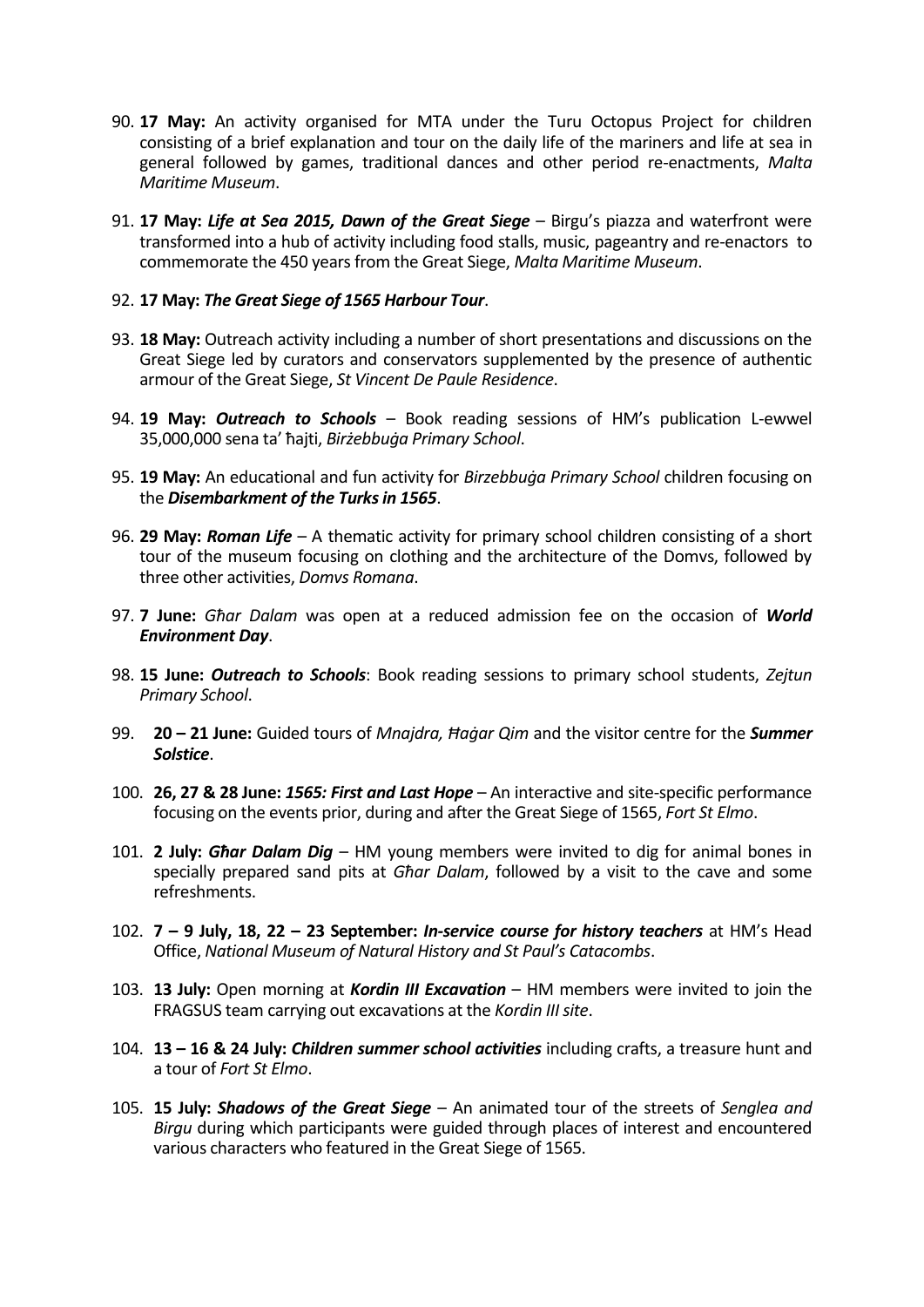90. **17 May:** An activity organised for MTA under the Turu Octopus Project for children consisting of a brief explanation and tour on the daily life of the mariners and life at sea in general followed by games, traditional dances and other period re-enactments, *Malta Maritime Museum*.

91. **17 May:** ***Life at Sea 2015, Dawn of the Great Siege*** – Birgu's piazza and waterfront were transformed into a hub of activity including food stalls, music, pageantry and re-enactors to commemorate the 450 years from the Great Siege, *Malta Maritime Museum*.

92. **17 May:** ***The Great Siege of 1565 Harbour Tour***.

93. **18 May:** Outreach activity including a number of short presentations and discussions on the Great Siege led by curators and conservators supplemented by the presence of authentic armour of the Great Siege, *St Vincent De Paule Residence*.

94. **19 May:** ***Outreach to Schools*** – Book reading sessions of HM's publication L-ewwel 35,000,000 sena ta' ħajti, *Birżebbuġa Primary School*.

95. **19 May:** An educational and fun activity for *Birzebbuġa Primary School* children focusing on the ***Disembarkment of the Turks in 1565***.

96. **29 May:** ***Roman Life*** – A thematic activity for primary school children consisting of a short tour of the museum focusing on clothing and the architecture of the Domvs, followed by three other activities, *Domvs Romana*.

97. **7 June:** *Għar Dalam* was open at a reduced admission fee on the occasion of ***World Environment Day***.

98. **15 June:** ***Outreach to Schools***: Book reading sessions to primary school students, *Zejtun Primary School*.

99. **20 – 21 June:** Guided tours of *Mnajdra, Ħaġar Qim* and the visitor centre for the ***Summer Solstice***.

100. **26, 27 & 28 June:** ***1565: First and Last Hope*** – An interactive and site-specific performance focusing on the events prior, during and after the Great Siege of 1565, *Fort St Elmo*.

101. **2 July:** ***Għar Dalam Dig*** – HM young members were invited to dig for animal bones in specially prepared sand pits at *Għar Dalam*, followed by a visit to the cave and some refreshments.

102. **7 – 9 July, 18, 22 – 23 September:** ***In-service course for history teachers*** at HM's Head Office, *National Museum of Natural History and St Paul's Catacombs*.

103. **13 July:** Open morning at ***Kordin III Excavation*** – HM members were invited to join the FRAGSUS team carrying out excavations at the *Kordin III site*.

104. **13 – 16 & 24 July:** ***Children summer school activities*** including crafts, a treasure hunt and a tour of *Fort St Elmo*.

105. **15 July:** ***Shadows of the Great Siege*** – An animated tour of the streets of *Senglea and Birgu* during which participants were guided through places of interest and encountered various characters who featured in the Great Siege of 1565.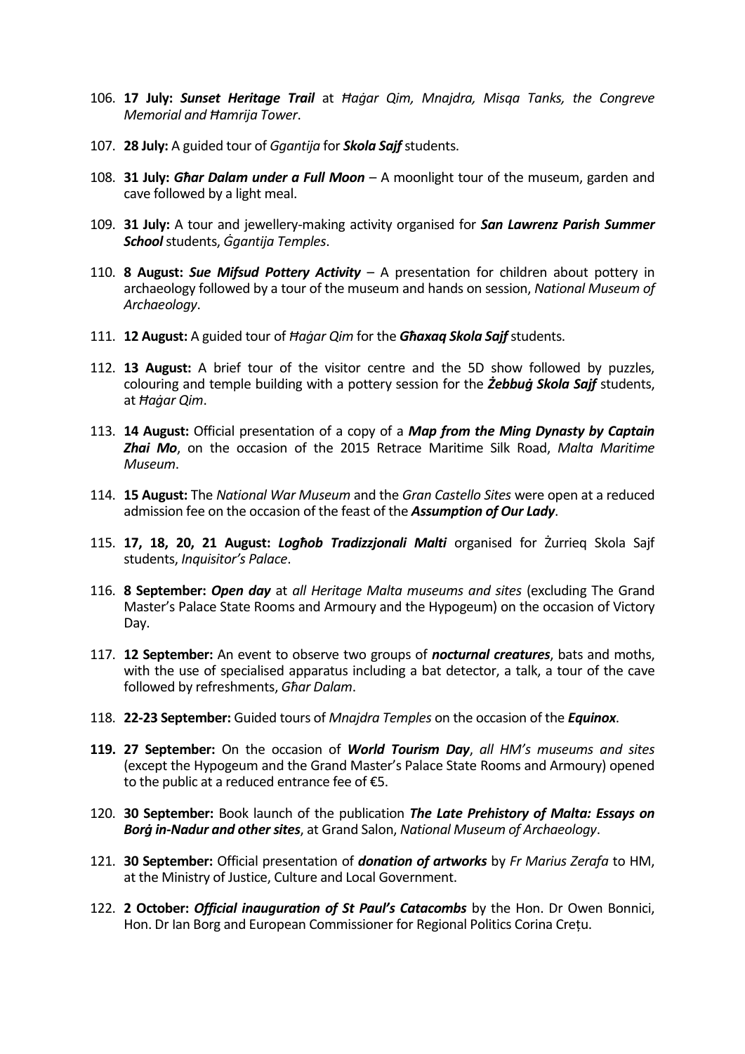106. **17 July:** ***Sunset Heritage Trail*** at *Ħaġar Qim, Mnajdra, Misqa Tanks, the Congreve Memorial and Ħamrija Tower*.

107. **28 July:** A guided tour of *Ggantija* for ***Skola Sajf*** students.

108. **31 July:** ***Għar Dalam under a Full Moon*** – A moonlight tour of the museum, garden and cave followed by a light meal.

109. **31 July:** A tour and jewellery-making activity organised for ***San Lawrenz Parish Summer School*** students, *Ġgantija Temples*.

110. **8 August:** ***Sue Mifsud Pottery Activity*** – A presentation for children about pottery in archaeology followed by a tour of the museum and hands on session, *National Museum of Archaeology*.

111. **12 August:** A guided tour of *Ħaġar Qim* for the ***Għaxaq Skola Sajf*** students.

112. **13 August:** A brief tour of the visitor centre and the 5D show followed by puzzles, colouring and temple building with a pottery session for the ***Żebbuġ Skola Sajf*** students, at *Ħaġar Qim*.

113. **14 August:** Official presentation of a copy of a ***Map from the Ming Dynasty by Captain Zhai Mo***, on the occasion of the 2015 Retrace Maritime Silk Road, *Malta Maritime Museum*.

114. **15 August:** The *National War Museum* and the *Gran Castello Sites* were open at a reduced admission fee on the occasion of the feast of the ***Assumption of Our Lady***.

115. **17, 18, 20, 21 August:** ***Logħob Tradizzjonali Malti*** organised for Żurrieq Skola Sajf students, *Inquisitor's Palace*.

116. **8 September:** ***Open day*** at *all Heritage Malta museums and sites* (excluding The Grand Master's Palace State Rooms and Armoury and the Hypogeum) on the occasion of Victory Day.

117. **12 September:** An event to observe two groups of ***nocturnal creatures***, bats and moths, with the use of specialised apparatus including a bat detector, a talk, a tour of the cave followed by refreshments, *Għar Dalam*.

118. **22-23 September:** Guided tours of *Mnajdra Temples* on the occasion of the ***Equinox***.

119. **27 September:** On the occasion of ***World Tourism Day***, *all HM's museums and sites* (except the Hypogeum and the Grand Master's Palace State Rooms and Armoury) opened to the public at a reduced entrance fee of €5.

120. **30 September:** Book launch of the publication ***The Late Prehistory of Malta: Essays on Borġ in-Nadur and other sites***, at Grand Salon, *National Museum of Archaeology*.

121. **30 September:** Official presentation of ***donation of artworks*** by *Fr Marius Zerafa* to HM, at the Ministry of Justice, Culture and Local Government.

122. **2 October:** ***Official inauguration of St Paul's Catacombs*** by the Hon. Dr Owen Bonnici, Hon. Dr Ian Borg and European Commissioner for Regional Politics Corina Crețu.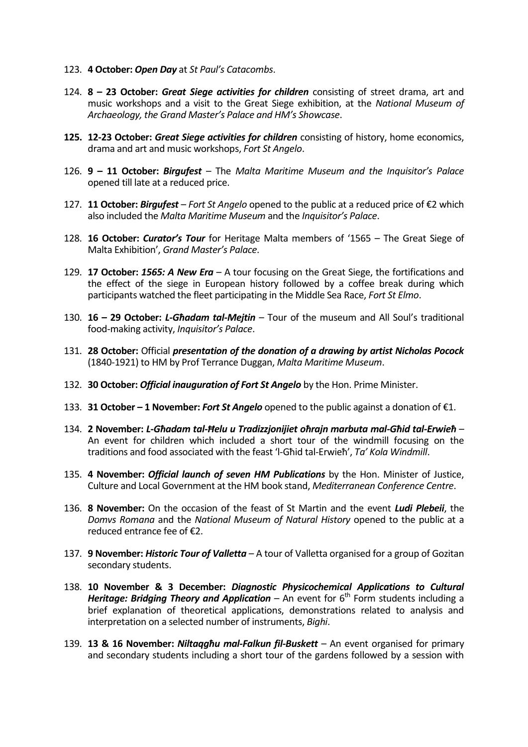123. **4 October:** ***Open Day*** at *St Paul's Catacombs*.

124. **8 – 23 October:** ***Great Siege activities for children*** consisting of street drama, art and music workshops and a visit to the Great Siege exhibition, at the *National Museum of Archaeology, the Grand Master's Palace and HM's Showcase*.

**125. 12-23 October:** ***Great Siege activities for children*** consisting of history, home economics, drama and art and music workshops, *Fort St Angelo*.

126. **9 – 11 October:** ***Birgufest*** – The *Malta Maritime Museum and the Inquisitor's Palace* opened till late at a reduced price.

127. **11 October:** ***Birgufest*** – *Fort St Angelo* opened to the public at a reduced price of €2 which also included the *Malta Maritime Museum* and the *Inquisitor's Palace*.

128. **16 October:** ***Curator's Tour*** for Heritage Malta members of '1565 – The Great Siege of Malta Exhibition', *Grand Master's Palace*.

129. **17 October:** ***1565: A New Era*** – A tour focusing on the Great Siege, the fortifications and the effect of the siege in European history followed by a coffee break during which participants watched the fleet participating in the Middle Sea Race, *Fort St Elmo*.

130. **16 – 29 October:** ***L-Għadam tal-Mejtin*** – Tour of the museum and All Soul's traditional food-making activity, *Inquisitor's Palace*.

131. **28 October:** Official ***presentation of the donation of a drawing by artist Nicholas Pocock*** (1840-1921) to HM by Prof Terrance Duggan, *Malta Maritime Museum*.

132. **30 October:** ***Official inauguration of Fort St Angelo*** by the Hon. Prime Minister.

133. **31 October – 1 November:** ***Fort St Angelo*** opened to the public against a donation of €1.

134. **2 November:** ***L-Għadam tal-Ħelu u Tradizzjonijiet oħrajn marbuta mal-Għid tal-Erwieħ*** – An event for children which included a short tour of the windmill focusing on the traditions and food associated with the feast 'l-Għid tal-Erwieħ', *Ta' Kola Windmill*.

135. **4 November:** ***Official launch of seven HM Publications*** by the Hon. Minister of Justice, Culture and Local Government at the HM book stand, *Mediterranean Conference Centre*.

136. **8 November:** On the occasion of the feast of St Martin and the event ***Ludi Plebeii***, the *Domvs Romana* and the *National Museum of Natural History* opened to the public at a reduced entrance fee of €2.

137. **9 November:** ***Historic Tour of Valletta*** – A tour of Valletta organised for a group of Gozitan secondary students.

138. **10 November & 3 December:** ***Diagnostic Physicochemical Applications to Cultural Heritage: Bridging Theory and Application*** – An event for 6th Form students including a brief explanation of theoretical applications, demonstrations related to analysis and interpretation on a selected number of instruments, *Bighi*.

139. **13 & 16 November:** ***Niltaqgħu mal-Falkun fil-Buskett*** – An event organised for primary and secondary students including a short tour of the gardens followed by a session with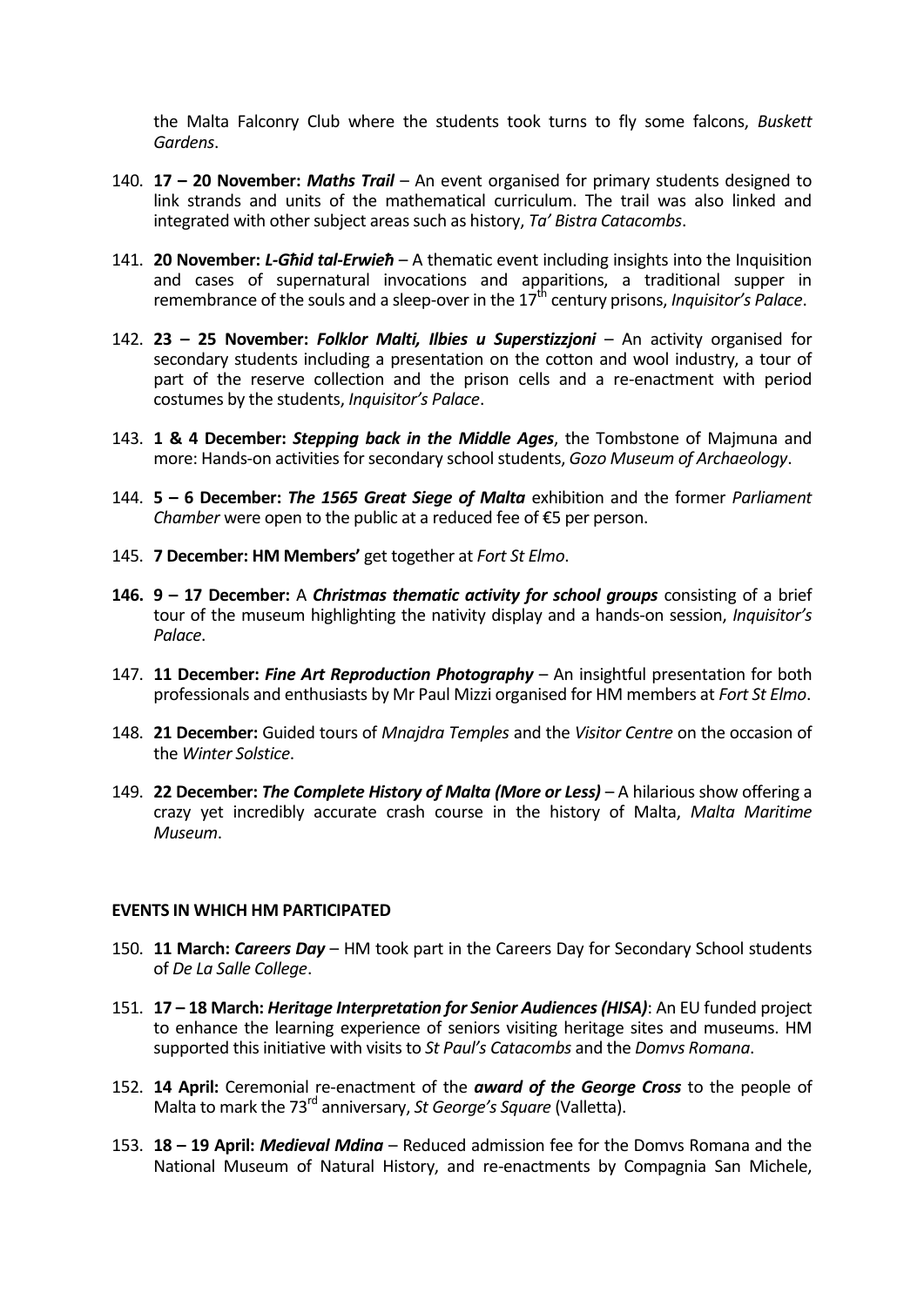the Malta Falconry Club where the students took turns to fly some falcons, *Buskett Gardens*.

140. **17 – 20 November:** ***Maths Trail*** – An event organised for primary students designed to link strands and units of the mathematical curriculum. The trail was also linked and integrated with other subject areas such as history, *Ta' Bistra Catacombs*.

141. **20 November:** ***L-Għid tal-Erwieħ*** – A thematic event including insights into the Inquisition and cases of supernatural invocations and apparitions, a traditional supper in remembrance of the souls and a sleep-over in the 17th century prisons, *Inquisitor's Palace*.

142. **23 – 25 November:** ***Folklor Malti, Ilbies u Superstizzjoni*** – An activity organised for secondary students including a presentation on the cotton and wool industry, a tour of part of the reserve collection and the prison cells and a re-enactment with period costumes by the students, *Inquisitor's Palace*.

143. **1 & 4 December:** ***Stepping back in the Middle Ages***, the Tombstone of Majmuna and more: Hands-on activities for secondary school students, *Gozo Museum of Archaeology*.

144. **5 – 6 December:** ***The 1565 Great Siege of Malta*** exhibition and the former *Parliament Chamber* were open to the public at a reduced fee of €5 per person.

145. **7 December: HM Members'** get together at *Fort St Elmo*.

146. **9 – 17 December:** A ***Christmas thematic activity for school groups*** consisting of a brief tour of the museum highlighting the nativity display and a hands-on session, *Inquisitor's Palace*.

147. **11 December:** ***Fine Art Reproduction Photography*** – An insightful presentation for both professionals and enthusiasts by Mr Paul Mizzi organised for HM members at *Fort St Elmo*.

148. **21 December:** Guided tours of *Mnajdra Temples* and the *Visitor Centre* on the occasion of the *Winter Solstice*.

149. **22 December:** ***The Complete History of Malta (More or Less)*** – A hilarious show offering a crazy yet incredibly accurate crash course in the history of Malta, *Malta Maritime Museum*.

**EVENTS IN WHICH HM PARTICIPATED**

150. **11 March:** ***Careers Day*** – HM took part in the Careers Day for Secondary School students of *De La Salle College*.

151. **17 – 18 March:** ***Heritage Interpretation for Senior Audiences (HISA)***: An EU funded project to enhance the learning experience of seniors visiting heritage sites and museums. HM supported this initiative with visits to *St Paul's Catacombs* and the *Domvs Romana*.

152. **14 April:** Ceremonial re-enactment of the ***award of the George Cross*** to the people of Malta to mark the 73rd anniversary, *St George's Square* (Valletta).

153. **18 – 19 April:** ***Medieval Mdina*** – Reduced admission fee for the Domvs Romana and the National Museum of Natural History, and re-enactments by Compagnia San Michele,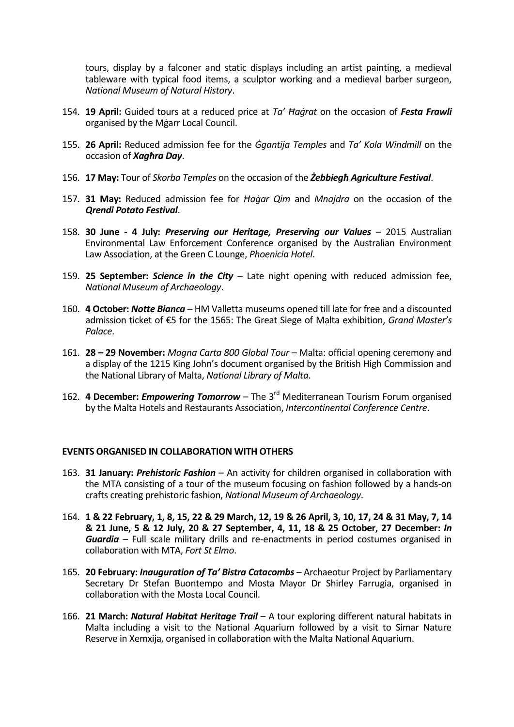tours, display by a falconer and static displays including an artist painting, a medieval tableware with typical food items, a sculptor working and a medieval barber surgeon, *National Museum of Natural History*.

154. **19 April:** Guided tours at a reduced price at *Ta' Ħaġrat* on the occasion of ***Festa Frawli*** organised by the Mġarr Local Council.

155. **26 April:** Reduced admission fee for the *Ġgantija Temples* and *Ta' Kola Windmill* on the occasion of ***Xagħra Day***.

156. **17 May:** Tour of *Skorba Temples* on the occasion of the ***Żebbiegħ Agriculture Festival***.

157. **31 May:** Reduced admission fee for *Ħaġar Qim* and *Mnajdra* on the occasion of the ***Qrendi Potato Festival***.

158. **30 June - 4 July:** ***Preserving our Heritage, Preserving our Values*** – 2015 Australian Environmental Law Enforcement Conference organised by the Australian Environment Law Association, at the Green C Lounge, *Phoenicia Hotel*.

159. **25 September:** ***Science in the City*** – Late night opening with reduced admission fee, *National Museum of Archaeology*.

160. **4 October:** ***Notte Bianca*** – HM Valletta museums opened till late for free and a discounted admission ticket of €5 for the 1565: The Great Siege of Malta exhibition, *Grand Master's Palace*.

161. **28 – 29 November:** *Magna Carta 800 Global Tour* – Malta: official opening ceremony and a display of the 1215 King John's document organised by the British High Commission and the National Library of Malta, *National Library of Malta*.

162. **4 December:** ***Empowering Tomorrow*** – The 3rd Mediterranean Tourism Forum organised by the Malta Hotels and Restaurants Association, *Intercontinental Conference Centre*.

**EVENTS ORGANISED IN COLLABORATION WITH OTHERS**

163. **31 January:** ***Prehistoric Fashion*** – An activity for children organised in collaboration with the MTA consisting of a tour of the museum focusing on fashion followed by a hands-on crafts creating prehistoric fashion, *National Museum of Archaeology*.

164. **1 & 22 February, 1, 8, 15, 22 & 29 March, 12, 19 & 26 April, 3, 10, 17, 24 & 31 May, 7, 14 & 21 June, 5 & 12 July, 20 & 27 September, 4, 11, 18 & 25 October, 27 December:** ***In Guardia*** – Full scale military drills and re-enactments in period costumes organised in collaboration with MTA, *Fort St Elmo*.

165. **20 February:** ***Inauguration of Ta' Bistra Catacombs*** – Archaeotur Project by Parliamentary Secretary Dr Stefan Buontempo and Mosta Mayor Dr Shirley Farrugia, organised in collaboration with the Mosta Local Council.

166. **21 March:** ***Natural Habitat Heritage Trail*** – A tour exploring different natural habitats in Malta including a visit to the National Aquarium followed by a visit to Simar Nature Reserve in Xemxija, organised in collaboration with the Malta National Aquarium.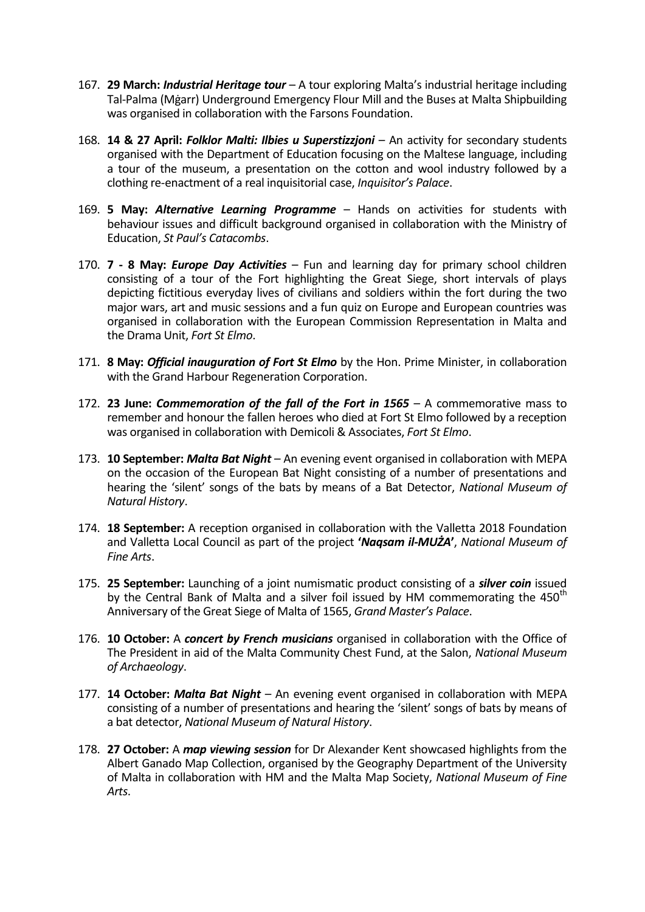167. **29 March:** ***Industrial Heritage tour*** – A tour exploring Malta's industrial heritage including Tal-Palma (Mġarr) Underground Emergency Flour Mill and the Buses at Malta Shipbuilding was organised in collaboration with the Farsons Foundation.

168. **14 & 27 April:** ***Folklor Malti: Ilbies u Superstizzjoni*** – An activity for secondary students organised with the Department of Education focusing on the Maltese language, including a tour of the museum, a presentation on the cotton and wool industry followed by a clothing re-enactment of a real inquisitorial case, *Inquisitor's Palace*.

169. **5 May:** ***Alternative Learning Programme*** – Hands on activities for students with behaviour issues and difficult background organised in collaboration with the Ministry of Education, *St Paul's Catacombs*.

170. **7 - 8 May:** ***Europe Day Activities*** – Fun and learning day for primary school children consisting of a tour of the Fort highlighting the Great Siege, short intervals of plays depicting fictitious everyday lives of civilians and soldiers within the fort during the two major wars, art and music sessions and a fun quiz on Europe and European countries was organised in collaboration with the European Commission Representation in Malta and the Drama Unit, *Fort St Elmo*.

171. **8 May:** ***Official inauguration of Fort St Elmo*** by the Hon. Prime Minister, in collaboration with the Grand Harbour Regeneration Corporation.

172. **23 June:** ***Commemoration of the fall of the Fort in 1565*** – A commemorative mass to remember and honour the fallen heroes who died at Fort St Elmo followed by a reception was organised in collaboration with Demicoli & Associates, *Fort St Elmo*.

173. **10 September:** ***Malta Bat Night*** – An evening event organised in collaboration with MEPA on the occasion of the European Bat Night consisting of a number of presentations and hearing the 'silent' songs of the bats by means of a Bat Detector, *National Museum of Natural History*.

174. **18 September:** A reception organised in collaboration with the Valletta 2018 Foundation and Valletta Local Council as part of the project **'*Naqsam il-MUŻA*'**, *National Museum of Fine Arts*.

175. **25 September:** Launching of a joint numismatic product consisting of a ***silver coin*** issued by the Central Bank of Malta and a silver foil issued by HM commemorating the 450th Anniversary of the Great Siege of Malta of 1565, *Grand Master's Palace*.

176. **10 October:** A ***concert by French musicians*** organised in collaboration with the Office of The President in aid of the Malta Community Chest Fund, at the Salon, *National Museum of Archaeology*.

177. **14 October:** ***Malta Bat Night*** – An evening event organised in collaboration with MEPA consisting of a number of presentations and hearing the 'silent' songs of bats by means of a bat detector, *National Museum of Natural History*.

178. **27 October:** A ***map viewing session*** for Dr Alexander Kent showcased highlights from the Albert Ganado Map Collection, organised by the Geography Department of the University of Malta in collaboration with HM and the Malta Map Society, *National Museum of Fine Arts*.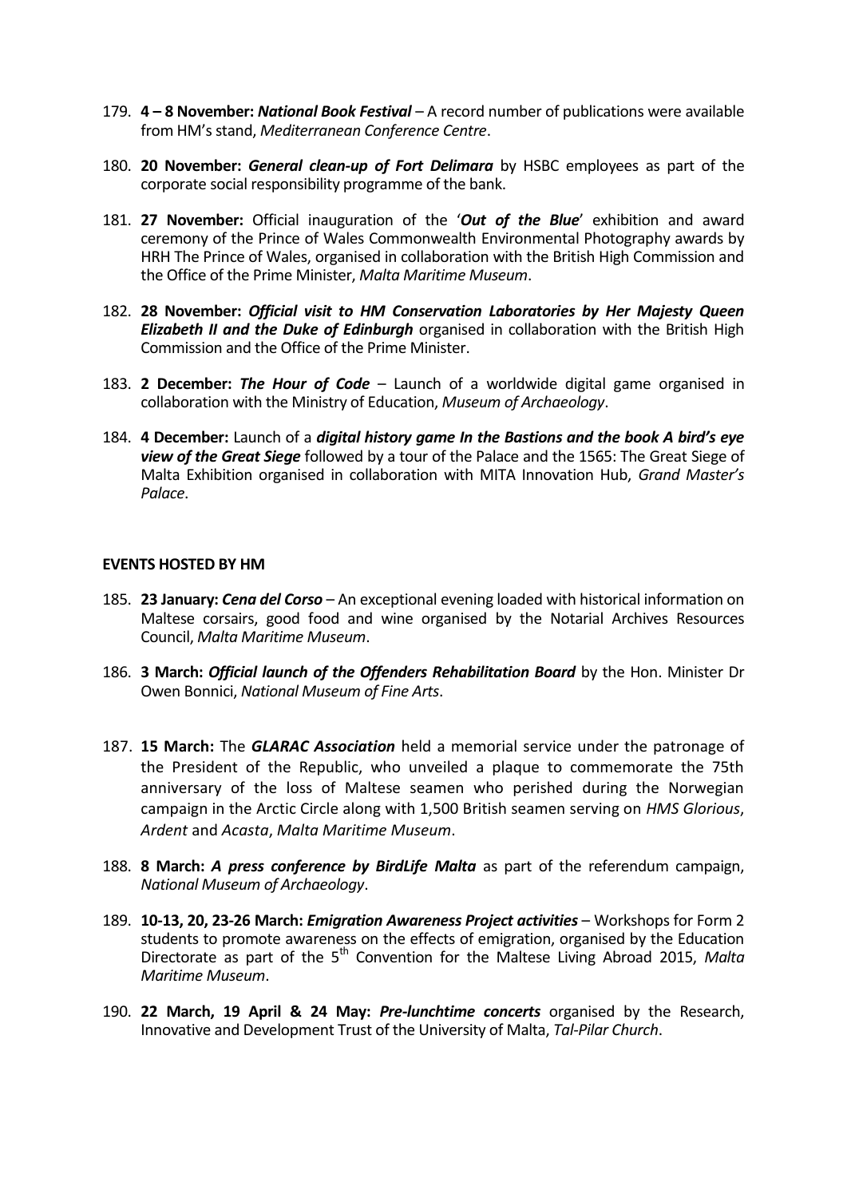179. **4 – 8 November:** ***National Book Festival*** – A record number of publications were available from HM's stand, *Mediterranean Conference Centre*.

180. **20 November:** ***General clean-up of Fort Delimara*** by HSBC employees as part of the corporate social responsibility programme of the bank.

181. **27 November:** Official inauguration of the '***Out of the Blue***' exhibition and award ceremony of the Prince of Wales Commonwealth Environmental Photography awards by HRH The Prince of Wales, organised in collaboration with the British High Commission and the Office of the Prime Minister, *Malta Maritime Museum*.

182. **28 November:** ***Official visit to HM Conservation Laboratories by Her Majesty Queen Elizabeth II and the Duke of Edinburgh*** organised in collaboration with the British High Commission and the Office of the Prime Minister.

183. **2 December:** ***The Hour of Code*** – Launch of a worldwide digital game organised in collaboration with the Ministry of Education, *Museum of Archaeology*.

184. **4 December:** Launch of a ***digital history game In the Bastions and the book A bird's eye view of the Great Siege*** followed by a tour of the Palace and the 1565: The Great Siege of Malta Exhibition organised in collaboration with MITA Innovation Hub, *Grand Master's Palace*.

**EVENTS HOSTED BY HM**

185. **23 January:** ***Cena del Corso*** – An exceptional evening loaded with historical information on Maltese corsairs, good food and wine organised by the Notarial Archives Resources Council, *Malta Maritime Museum*.

186. **3 March:** ***Official launch of the Offenders Rehabilitation Board*** by the Hon. Minister Dr Owen Bonnici, *National Museum of Fine Arts*.

187. **15 March:** The ***GLARAC Association*** held a memorial service under the patronage of the President of the Republic, who unveiled a plaque to commemorate the 75th anniversary of the loss of Maltese seamen who perished during the Norwegian campaign in the Arctic Circle along with 1,500 British seamen serving on *HMS Glorious*, *Ardent* and *Acasta*, *Malta Maritime Museum*.

188. **8 March:** ***A press conference by BirdLife Malta*** as part of the referendum campaign, *National Museum of Archaeology*.

189. **10-13, 20, 23-26 March:** ***Emigration Awareness Project activities*** – Workshops for Form 2 students to promote awareness on the effects of emigration, organised by the Education Directorate as part of the 5th Convention for the Maltese Living Abroad 2015, *Malta Maritime Museum*.

190. **22 March, 19 April & 24 May:** ***Pre-lunchtime concerts*** organised by the Research, Innovative and Development Trust of the University of Malta, *Tal-Pilar Church*.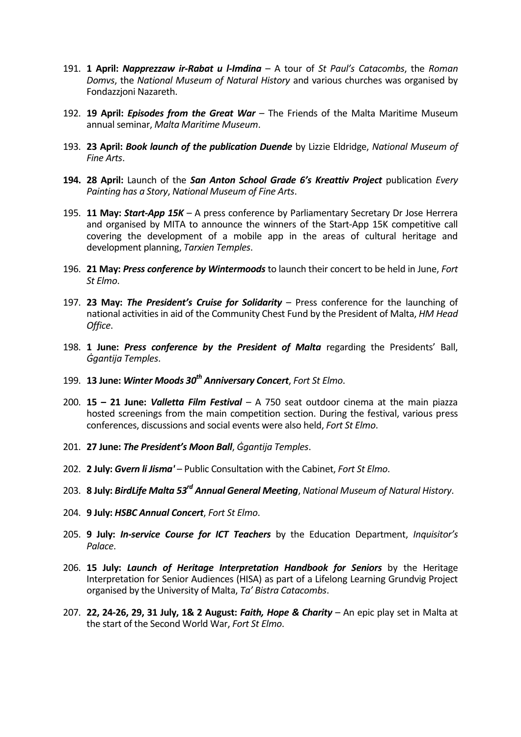191. **1 April:** ***Napprezzaw ir-Rabat u l-Imdina*** – A tour of *St Paul's Catacombs*, the *Roman Domvs*, the *National Museum of Natural History* and various churches was organised by Fondazzjoni Nazareth.

192. **19 April:** ***Episodes from the Great War*** – The Friends of the Malta Maritime Museum annual seminar, *Malta Maritime Museum*.

193. **23 April:** ***Book launch of the publication Duende*** by Lizzie Eldridge, *National Museum of Fine Arts*.

194. **28 April:** Launch of the ***San Anton School Grade 6's Kreattiv Project*** publication *Every Painting has a Story*, *National Museum of Fine Arts*.

195. **11 May:** ***Start-App 15K*** – A press conference by Parliamentary Secretary Dr Jose Herrera and organised by MITA to announce the winners of the Start-App 15K competitive call covering the development of a mobile app in the areas of cultural heritage and development planning, *Tarxien Temples*.

196. **21 May:** ***Press conference by Wintermoods*** to launch their concert to be held in June, *Fort St Elmo*.

197. **23 May:** ***The President's Cruise for Solidarity*** – Press conference for the launching of national activities in aid of the Community Chest Fund by the President of Malta, *HM Head Office*.

198. **1 June:** ***Press conference by the President of Malta*** regarding the Presidents' Ball, *Ġgantija Temples*.

199. **13 June:** ***Winter Moods 30th Anniversary Concert***, *Fort St Elmo*.

200. **15 – 21 June:** ***Valletta Film Festival*** – A 750 seat outdoor cinema at the main piazza hosted screenings from the main competition section. During the festival, various press conferences, discussions and social events were also held, *Fort St Elmo*.

201. **27 June:** ***The President's Moon Ball***, *Ġgantija Temples*.

202. **2 July:** ***Gvern li Jisma'*** – Public Consultation with the Cabinet, *Fort St Elmo*.

203. **8 July:** ***BirdLife Malta 53rd Annual General Meeting***, *National Museum of Natural History*.

204. **9 July:** ***HSBC Annual Concert***, *Fort St Elmo*.

205. **9 July:** ***In-service Course for ICT Teachers*** by the Education Department, *Inquisitor's Palace*.

206. **15 July:** ***Launch of Heritage Interpretation Handbook for Seniors*** by the Heritage Interpretation for Senior Audiences (HISA) as part of a Lifelong Learning Grundvig Project organised by the University of Malta, *Ta' Bistra Catacombs*.

207. **22, 24-26, 29, 31 July, 1& 2 August:** ***Faith, Hope & Charity*** – An epic play set in Malta at the start of the Second World War, *Fort St Elmo*.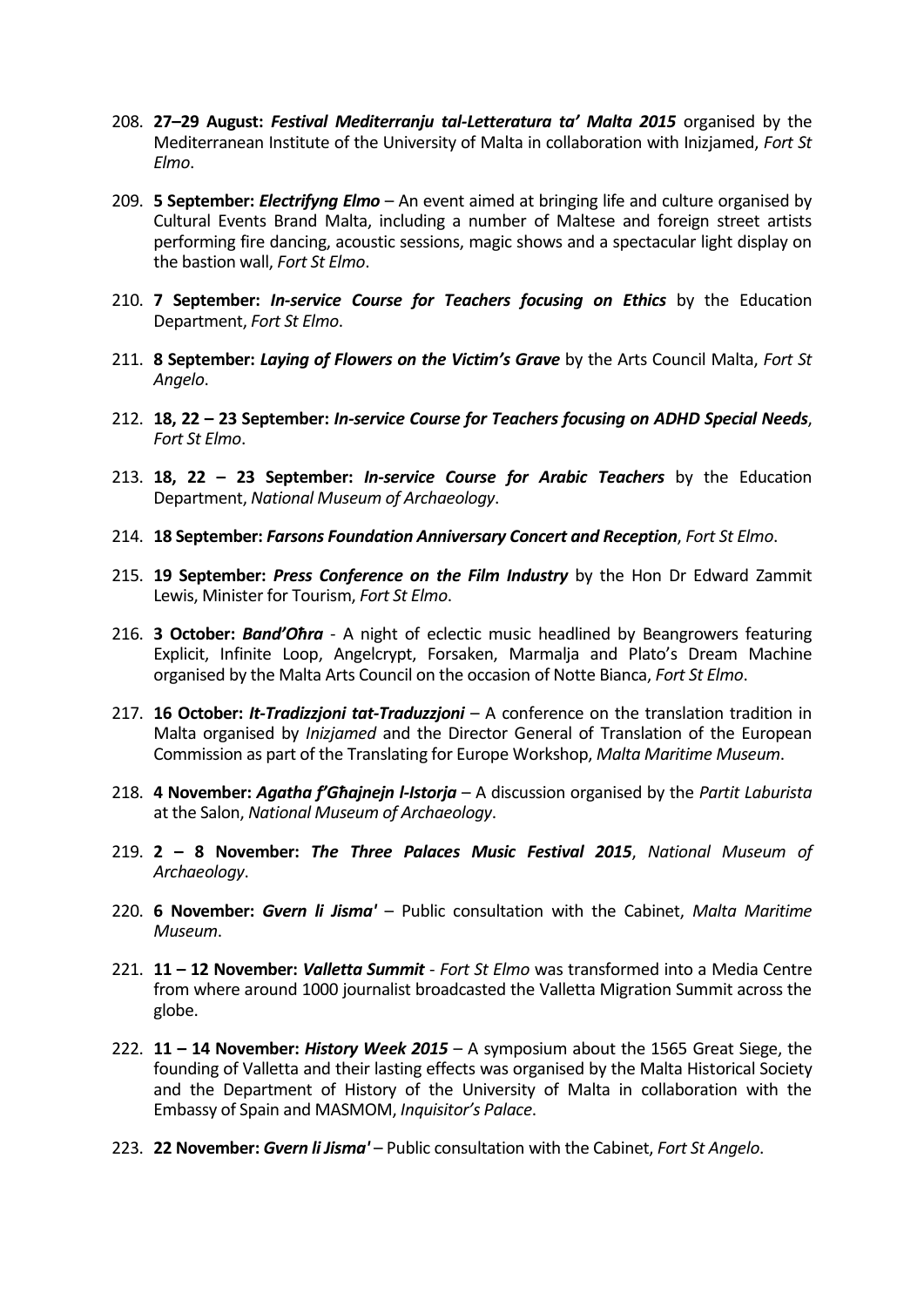208. **27–29 August:** ***Festival Mediterranju tal-Letteratura ta' Malta 2015*** organised by the Mediterranean Institute of the University of Malta in collaboration with Inizjamed, *Fort St Elmo*.

209. **5 September:** ***Electrifyng Elmo*** – An event aimed at bringing life and culture organised by Cultural Events Brand Malta, including a number of Maltese and foreign street artists performing fire dancing, acoustic sessions, magic shows and a spectacular light display on the bastion wall, *Fort St Elmo*.

210. **7 September:** ***In-service Course for Teachers focusing on Ethics*** by the Education Department, *Fort St Elmo*.

211. **8 September:** ***Laying of Flowers on the Victim's Grave*** by the Arts Council Malta, *Fort St Angelo*.

212. **18, 22 – 23 September:** ***In-service Course for Teachers focusing on ADHD Special Needs***, *Fort St Elmo*.

213. **18, 22 – 23 September:** ***In-service Course for Arabic Teachers*** by the Education Department, *National Museum of Archaeology*.

214. **18 September:** ***Farsons Foundation Anniversary Concert and Reception***, *Fort St Elmo*.

215. **19 September:** ***Press Conference on the Film Industry*** by the Hon Dr Edward Zammit Lewis, Minister for Tourism, *Fort St Elmo*.

216. **3 October:** ***Band'Oħra*** - A night of eclectic music headlined by Beangrowers featuring Explicit, Infinite Loop, Angelcrypt, Forsaken, Marmalja and Plato's Dream Machine organised by the Malta Arts Council on the occasion of Notte Bianca, *Fort St Elmo*.

217. **16 October:** ***It-Tradizzjoni tat-Traduzzjoni*** – A conference on the translation tradition in Malta organised by *Inizjamed* and the Director General of Translation of the European Commission as part of the Translating for Europe Workshop, *Malta Maritime Museum*.

218. **4 November:** ***Agatha f'Għajnejn l-Istorja*** – A discussion organised by the *Partit Laburista* at the Salon, *National Museum of Archaeology*.

219. **2 – 8 November:** ***The Three Palaces Music Festival 2015***, *National Museum of Archaeology*.

220. **6 November:** ***Gvern li Jisma'*** – Public consultation with the Cabinet, *Malta Maritime Museum*.

221. **11 – 12 November:** ***Valletta Summit*** - *Fort St Elmo* was transformed into a Media Centre from where around 1000 journalist broadcasted the Valletta Migration Summit across the globe.

222. **11 – 14 November:** ***History Week 2015*** – A symposium about the 1565 Great Siege, the founding of Valletta and their lasting effects was organised by the Malta Historical Society and the Department of History of the University of Malta in collaboration with the Embassy of Spain and MASMOM, *Inquisitor's Palace*.

223. **22 November:** ***Gvern li Jisma'*** – Public consultation with the Cabinet, *Fort St Angelo*.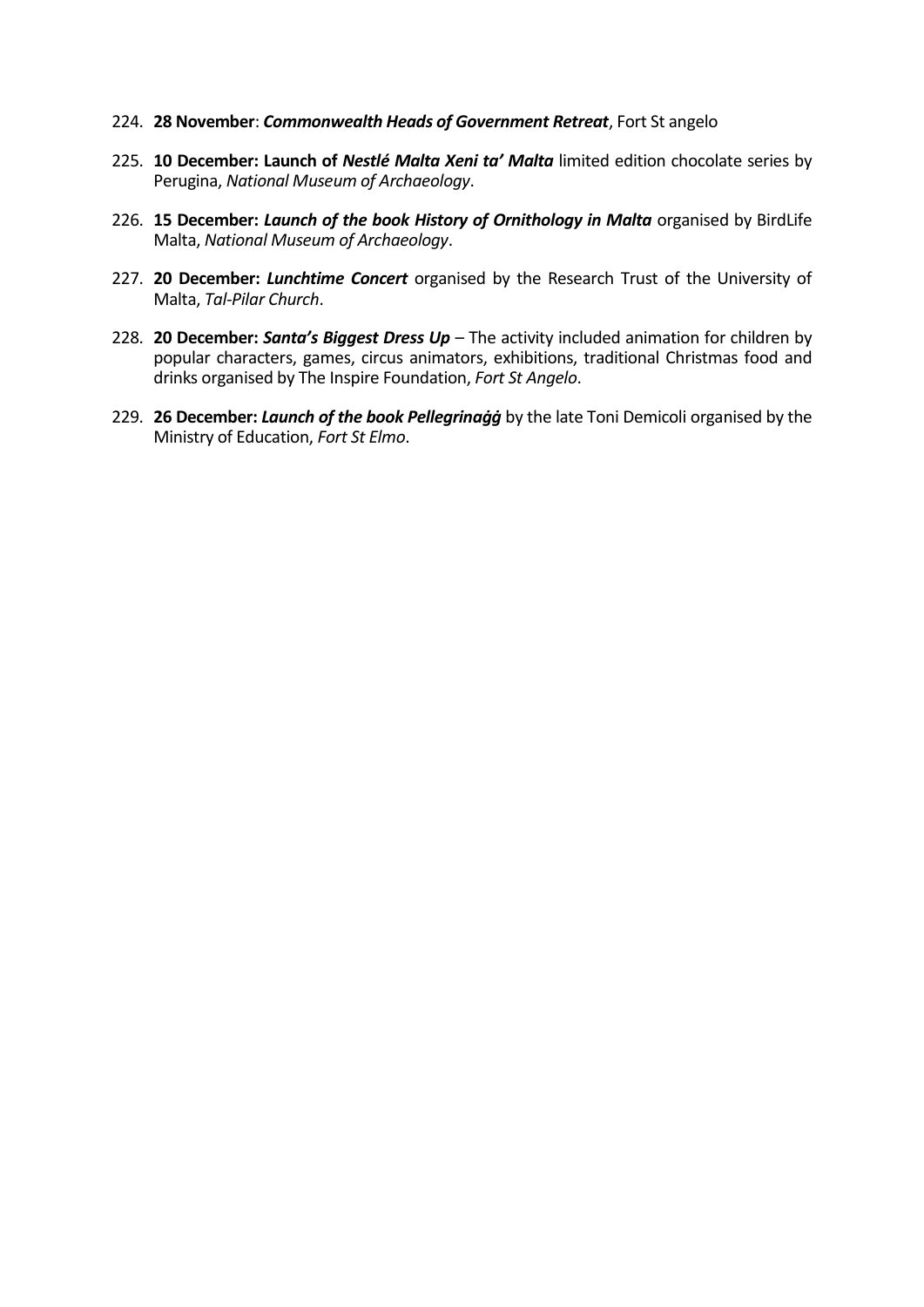224. **28 November**: ***Commonwealth Heads of Government Retreat***, Fort St angelo

225. **10 December: Launch of *Nestlé Malta Xeni ta' Malta*** limited edition chocolate series by Perugina, *National Museum of Archaeology*.

226. **15 December: *Launch of the book History of Ornithology in Malta*** organised by BirdLife Malta, *National Museum of Archaeology*.

227. **20 December: *Lunchtime Concert*** organised by the Research Trust of the University of Malta, *Tal-Pilar Church*.

228. **20 December: *Santa's Biggest Dress Up*** – The activity included animation for children by popular characters, games, circus animators, exhibitions, traditional Christmas food and drinks organised by The Inspire Foundation, *Fort St Angelo*.

229. **26 December: *Launch of the book Pellegrinaġġ*** by the late Toni Demicoli organised by the Ministry of Education, *Fort St Elmo*.